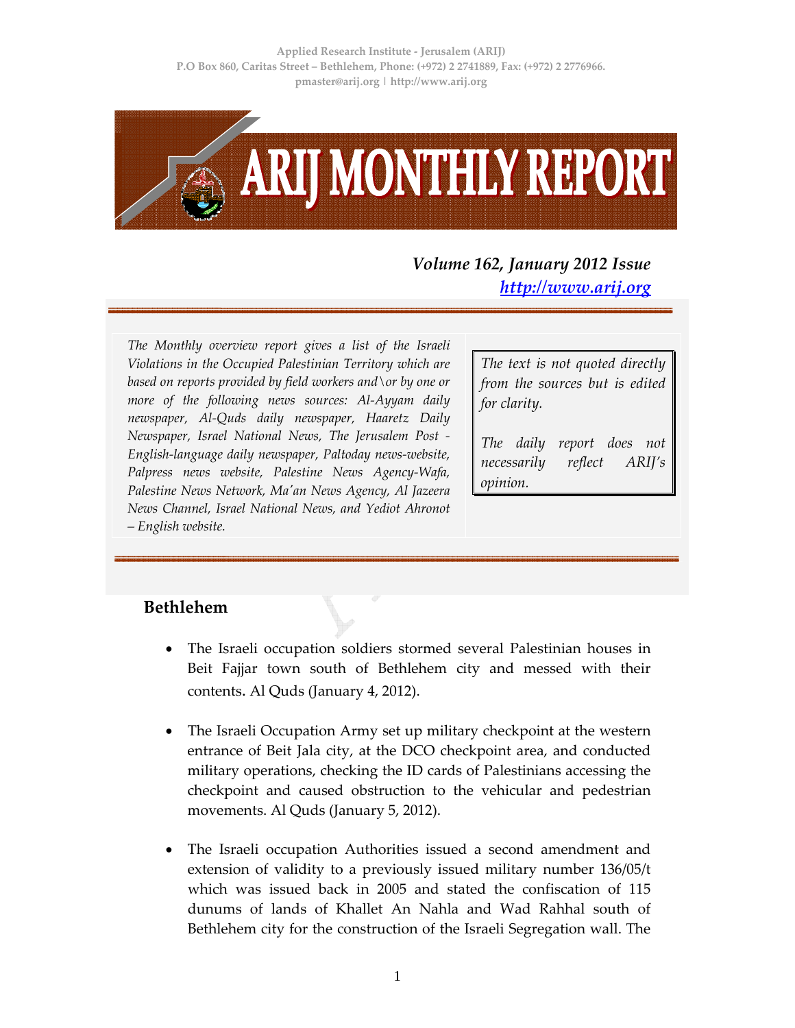Applied Research Institute - Jerusalem (ARIJ)
P.O Box 860, Caritas Street – Bethlehem, Phone: (+972) 2 2741889, Fax: (+972) 2 2776966.
pmaster@arij.org | http://www.arij.org

# ARIJ MONTHLY REPORT

*Volume 162, January 2012 Issue*
*http://www.arij.org*

*The Monthly overview report gives a list of the Israeli Violations in the Occupied Palestinian Territory which are based on reports provided by field workers and\or by one or more of the following news sources: Al-Ayyam daily newspaper, Al-Quds daily newspaper, Haaretz Daily Newspaper, Israel National News, The Jerusalem Post - English-language daily newspaper, Paltoday news-website, Palpress news website, Palestine News Agency-Wafa, Palestine News Network, Ma'an News Agency, Al Jazeera News Channel, Israel National News, and Yediot Ahronot – English website.*

*The text is not quoted directly from the sources but is edited for clarity.*

*The daily report does not necessarily reflect ARIJ's opinion.*

## Bethlehem

- The Israeli occupation soldiers stormed several Palestinian houses in Beit Fajjar town south of Bethlehem city and messed with their contents. Al Quds (January 4, 2012).
- The Israeli Occupation Army set up military checkpoint at the western entrance of Beit Jala city, at the DCO checkpoint area, and conducted military operations, checking the ID cards of Palestinians accessing the checkpoint and caused obstruction to the vehicular and pedestrian movements. Al Quds (January 5, 2012).
- The Israeli occupation Authorities issued a second amendment and extension of validity to a previously issued military number 136/05/t which was issued back in 2005 and stated the confiscation of 115 dunums of lands of Khallet An Nahla and Wad Rahhal south of Bethlehem city for the construction of the Israeli Segregation wall. The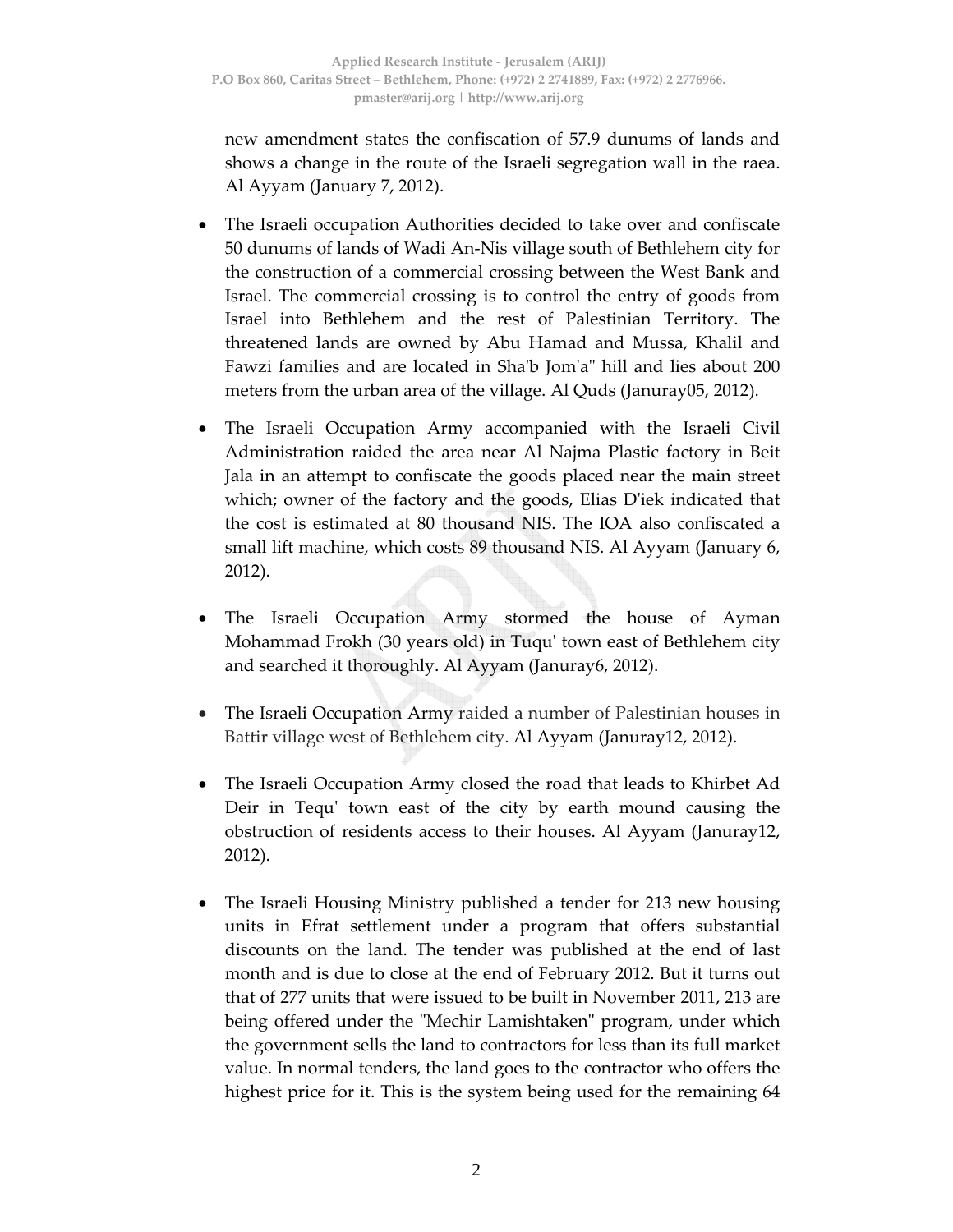new amendment states the confiscation of 57.9 dunums of lands and shows a change in the route of the Israeli segregation wall in the raea. Al Ayyam (January 7, 2012).

- The Israeli occupation Authorities decided to take over and confiscate 50 dunums of lands of Wadi An-Nis village south of Bethlehem city for the construction of a commercial crossing between the West Bank and Israel. The commercial crossing is to control the entry of goods from Israel into Bethlehem and the rest of Palestinian Territory. The threatened lands are owned by Abu Hamad and Mussa, Khalil and Fawzi families and are located in Sha'b Jom'a" hill and lies about 200 meters from the urban area of the village. Al Quds (Januray05, 2012).

- The Israeli Occupation Army accompanied with the Israeli Civil Administration raided the area near Al Najma Plastic factory in Beit Jala in an attempt to confiscate the goods placed near the main street which; owner of the factory and the goods, Elias D'iek indicated that the cost is estimated at 80 thousand NIS. The IOA also confiscated a small lift machine, which costs 89 thousand NIS. Al Ayyam (January 6, 2012).

- The Israeli Occupation Army stormed the house of Ayman Mohammad Frokh (30 years old) in Tuqu' town east of Bethlehem city and searched it thoroughly. Al Ayyam (Januray6, 2012).

- The Israeli Occupation Army raided a number of Palestinian houses in Battir village west of Bethlehem city. Al Ayyam (Januray12, 2012).

- The Israeli Occupation Army closed the road that leads to Khirbet Ad Deir in Tequ' town east of the city by earth mound causing the obstruction of residents access to their houses. Al Ayyam (Januray12, 2012).

- The Israeli Housing Ministry published a tender for 213 new housing units in Efrat settlement under a program that offers substantial discounts on the land. The tender was published at the end of last month and is due to close at the end of February 2012. But it turns out that of 277 units that were issued to be built in November 2011, 213 are being offered under the "Mechir Lamishtaken" program, under which the government sells the land to contractors for less than its full market value. In normal tenders, the land goes to the contractor who offers the highest price for it. This is the system being used for the remaining 64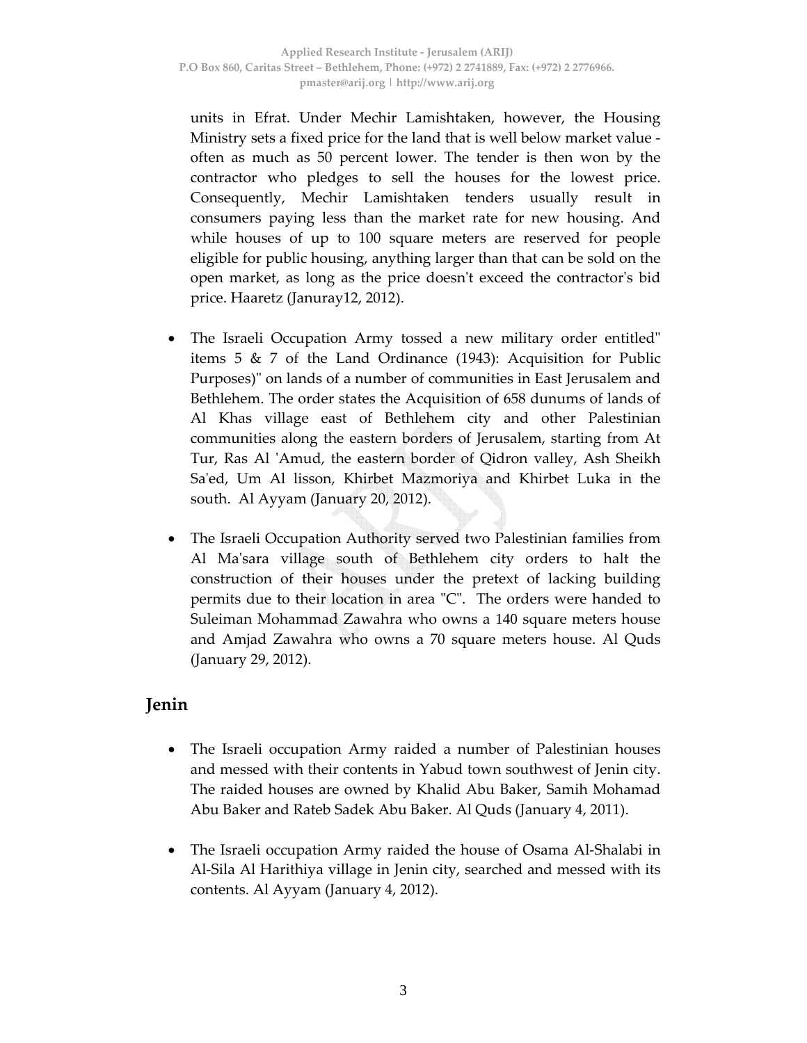units in Efrat. Under Mechir Lamishtaken, however, the Housing Ministry sets a fixed price for the land that is well below market value - often as much as 50 percent lower. The tender is then won by the contractor who pledges to sell the houses for the lowest price. Consequently, Mechir Lamishtaken tenders usually result in consumers paying less than the market rate for new housing. And while houses of up to 100 square meters are reserved for people eligible for public housing, anything larger than that can be sold on the open market, as long as the price doesn't exceed the contractor's bid price. Haaretz (Januray12, 2012).

- The Israeli Occupation Army tossed a new military order entitled" items 5 & 7 of the Land Ordinance (1943): Acquisition for Public Purposes)" on lands of a number of communities in East Jerusalem and Bethlehem. The order states the Acquisition of 658 dunums of lands of Al Khas village east of Bethlehem city and other Palestinian communities along the eastern borders of Jerusalem, starting from At Tur, Ras Al 'Amud, the eastern border of Qidron valley, Ash Sheikh Sa'ed, Um Al lisson, Khirbet Mazmoriya and Khirbet Luka in the south. Al Ayyam (January 20, 2012).

- The Israeli Occupation Authority served two Palestinian families from Al Ma'sara village south of Bethlehem city orders to halt the construction of their houses under the pretext of lacking building permits due to their location in area "C". The orders were handed to Suleiman Mohammad Zawahra who owns a 140 square meters house and Amjad Zawahra who owns a 70 square meters house. Al Quds (January 29, 2012).

## Jenin

- The Israeli occupation Army raided a number of Palestinian houses and messed with their contents in Yabud town southwest of Jenin city. The raided houses are owned by Khalid Abu Baker, Samih Mohamad Abu Baker and Rateb Sadek Abu Baker. Al Quds (January 4, 2011).

- The Israeli occupation Army raided the house of Osama Al-Shalabi in Al-Sila Al Harithiya village in Jenin city, searched and messed with its contents. Al Ayyam (January 4, 2012).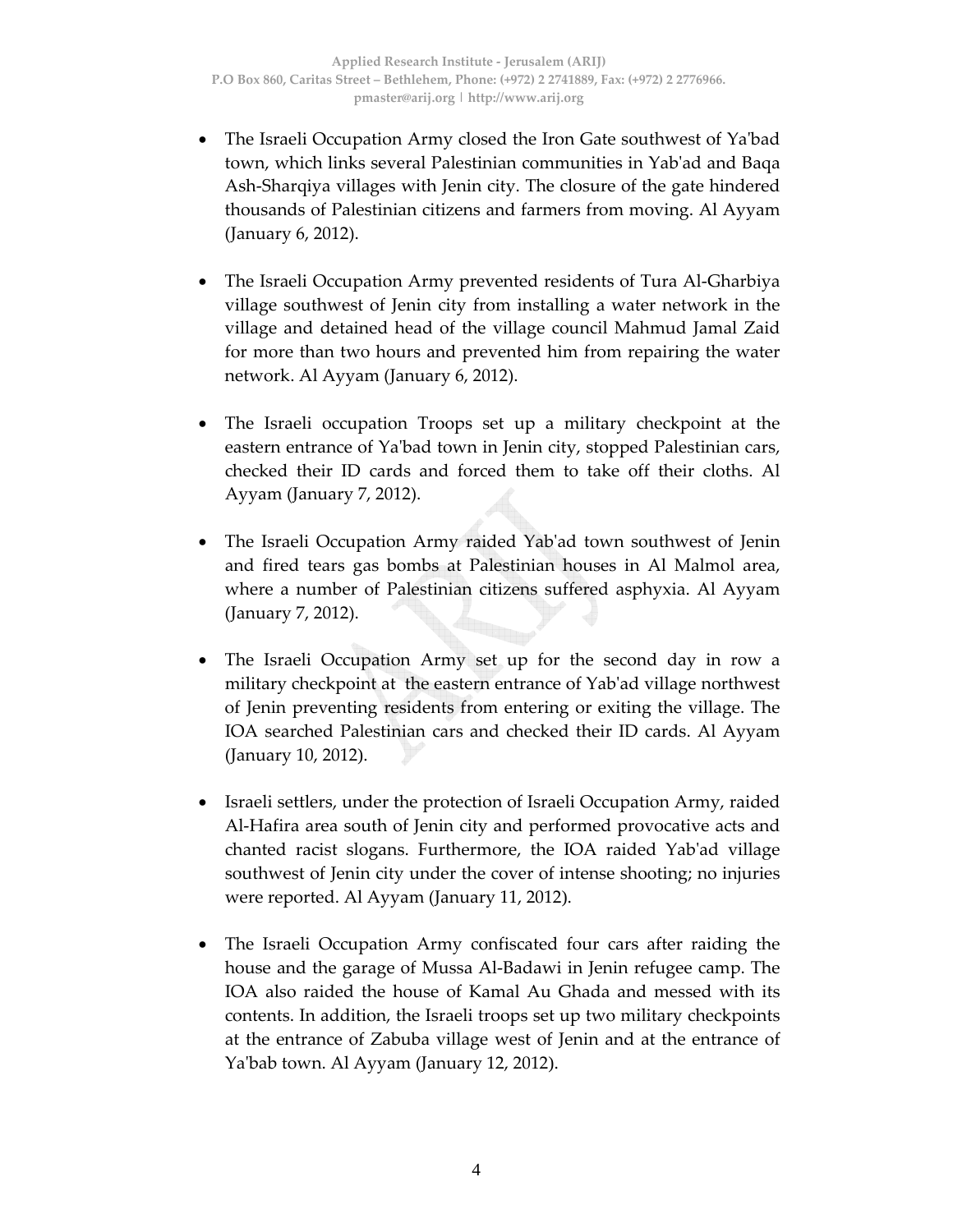- The Israeli Occupation Army closed the Iron Gate southwest of Ya'bad town, which links several Palestinian communities in Yab'ad and Baqa Ash-Sharqiya villages with Jenin city. The closure of the gate hindered thousands of Palestinian citizens and farmers from moving. Al Ayyam (January 6, 2012).

- The Israeli Occupation Army prevented residents of Tura Al-Gharbiya village southwest of Jenin city from installing a water network in the village and detained head of the village council Mahmud Jamal Zaid for more than two hours and prevented him from repairing the water network. Al Ayyam (January 6, 2012).

- The Israeli occupation Troops set up a military checkpoint at the eastern entrance of Ya'bad town in Jenin city, stopped Palestinian cars, checked their ID cards and forced them to take off their cloths. Al Ayyam (January 7, 2012).

- The Israeli Occupation Army raided Yab'ad town southwest of Jenin and fired tears gas bombs at Palestinian houses in Al Malmol area, where a number of Palestinian citizens suffered asphyxia. Al Ayyam (January 7, 2012).

- The Israeli Occupation Army set up for the second day in row a military checkpoint at the eastern entrance of Yab'ad village northwest of Jenin preventing residents from entering or exiting the village. The IOA searched Palestinian cars and checked their ID cards. Al Ayyam (January 10, 2012).

- Israeli settlers, under the protection of Israeli Occupation Army, raided Al-Hafira area south of Jenin city and performed provocative acts and chanted racist slogans. Furthermore, the IOA raided Yab'ad village southwest of Jenin city under the cover of intense shooting; no injuries were reported. Al Ayyam (January 11, 2012).

- The Israeli Occupation Army confiscated four cars after raiding the house and the garage of Mussa Al-Badawi in Jenin refugee camp. The IOA also raided the house of Kamal Au Ghada and messed with its contents. In addition, the Israeli troops set up two military checkpoints at the entrance of Zabuba village west of Jenin and at the entrance of Ya'bab town. Al Ayyam (January 12, 2012).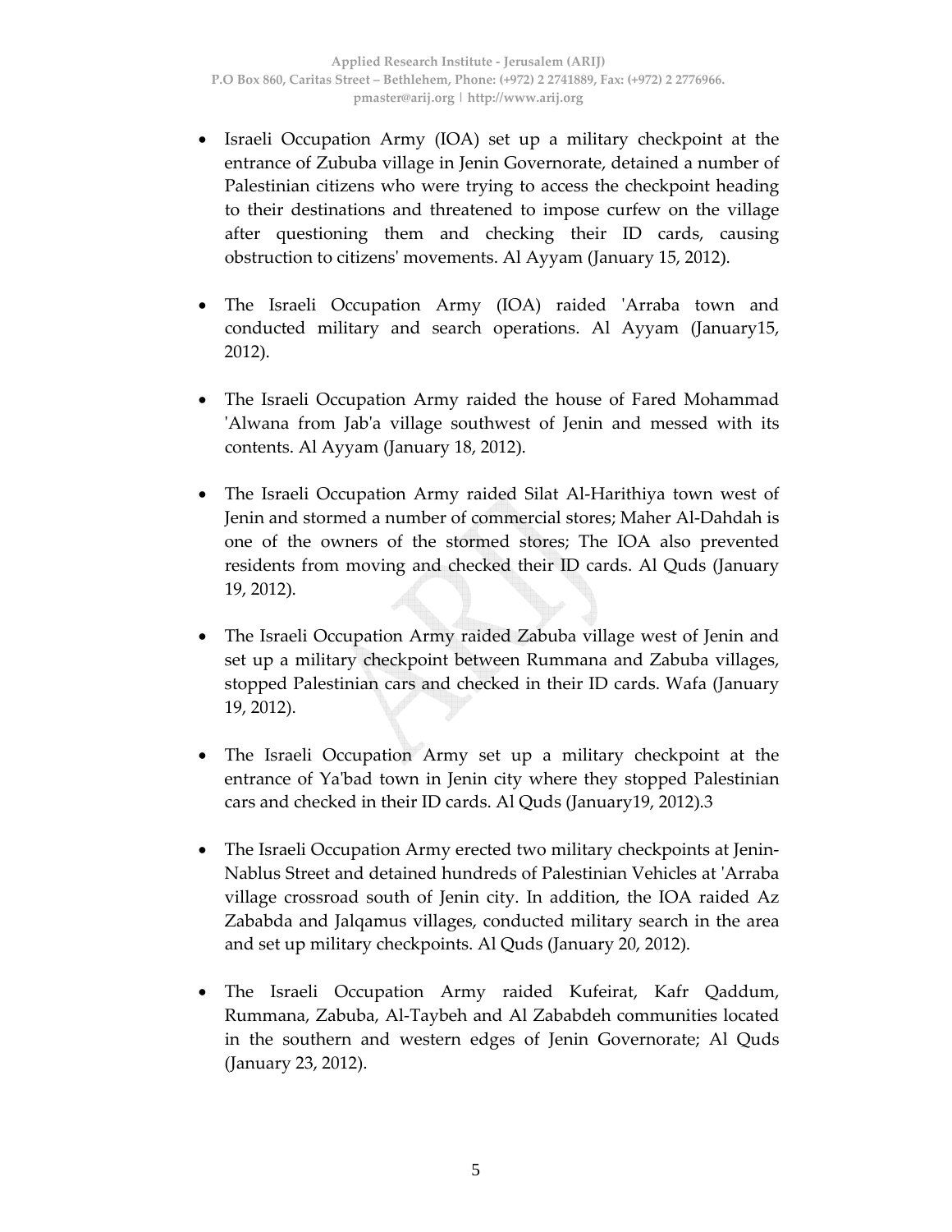- Israeli Occupation Army (IOA) set up a military checkpoint at the entrance of Zububa village in Jenin Governorate, detained a number of Palestinian citizens who were trying to access the checkpoint heading to their destinations and threatened to impose curfew on the village after questioning them and checking their ID cards, causing obstruction to citizens' movements. Al Ayyam (January 15, 2012).

- The Israeli Occupation Army (IOA) raided 'Arraba town and conducted military and search operations. Al Ayyam (January15, 2012).

- The Israeli Occupation Army raided the house of Fared Mohammad 'Alwana from Jab'a village southwest of Jenin and messed with its contents. Al Ayyam (January 18, 2012).

- The Israeli Occupation Army raided Silat Al-Harithiya town west of Jenin and stormed a number of commercial stores; Maher Al-Dahdah is one of the owners of the stormed stores; The IOA also prevented residents from moving and checked their ID cards. Al Quds (January 19, 2012).

- The Israeli Occupation Army raided Zabuba village west of Jenin and set up a military checkpoint between Rummana and Zabuba villages, stopped Palestinian cars and checked in their ID cards. Wafa (January 19, 2012).

- The Israeli Occupation Army set up a military checkpoint at the entrance of Ya'bad town in Jenin city where they stopped Palestinian cars and checked in their ID cards. Al Quds (January19, 2012).3

- The Israeli Occupation Army erected two military checkpoints at Jenin-Nablus Street and detained hundreds of Palestinian Vehicles at 'Arraba village crossroad south of Jenin city. In addition, the IOA raided Az Zababda and Jalqamus villages, conducted military search in the area and set up military checkpoints. Al Quds (January 20, 2012).

- The Israeli Occupation Army raided Kufeirat, Kafr Qaddum, Rummana, Zabuba, Al-Taybeh and Al Zababdeh communities located in the southern and western edges of Jenin Governorate; Al Quds (January 23, 2012).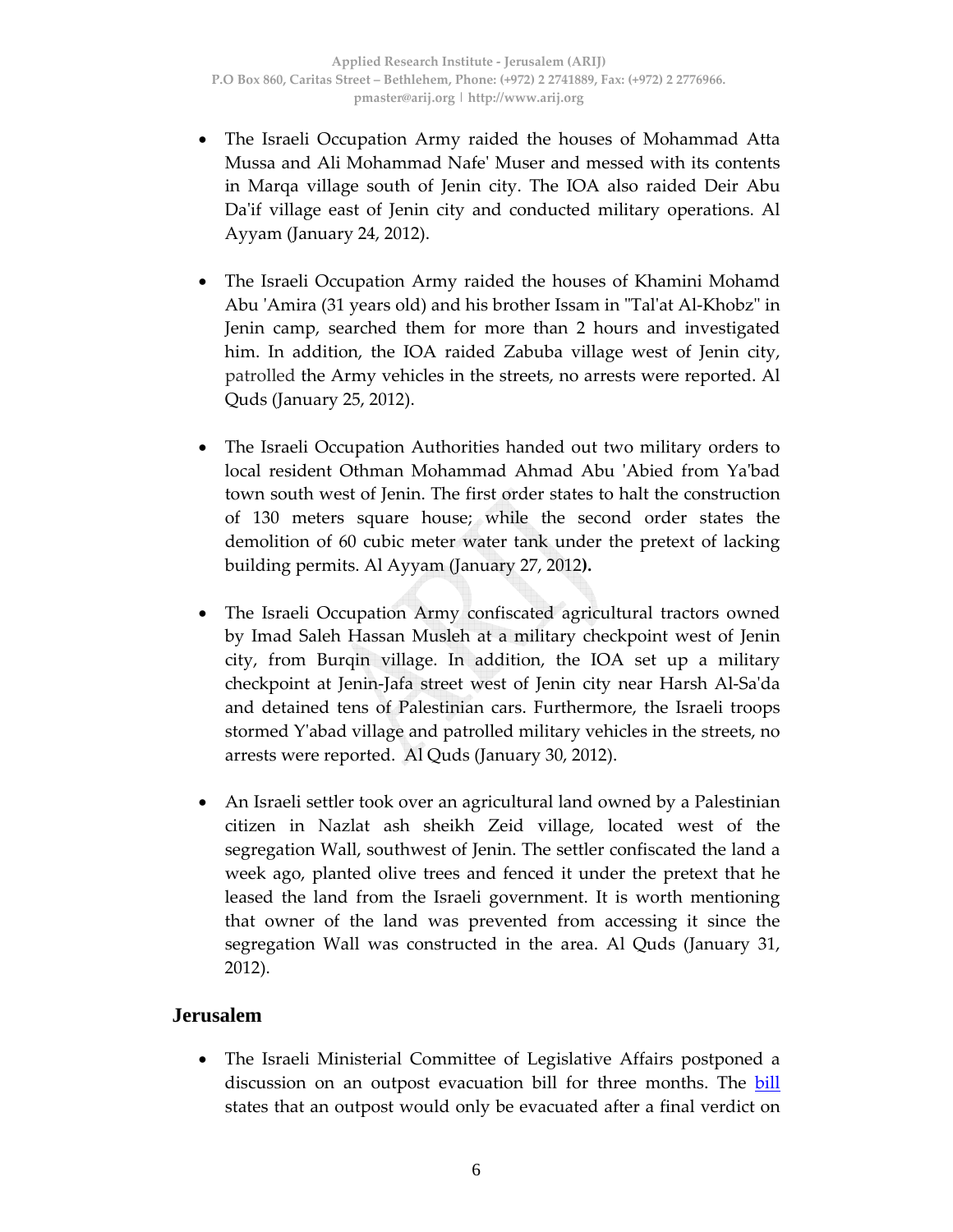- The Israeli Occupation Army raided the houses of Mohammad Atta Mussa and Ali Mohammad Nafe' Muser and messed with its contents in Marqa village south of Jenin city. The IOA also raided Deir Abu Da'if village east of Jenin city and conducted military operations. Al Ayyam (January 24, 2012).

- The Israeli Occupation Army raided the houses of Khamini Mohamd Abu 'Amira (31 years old) and his brother Issam in "Tal'at Al-Khobz" in Jenin camp, searched them for more than 2 hours and investigated him. In addition, the IOA raided Zabuba village west of Jenin city, patrolled the Army vehicles in the streets, no arrests were reported. Al Quds (January 25, 2012).

- The Israeli Occupation Authorities handed out two military orders to local resident Othman Mohammad Ahmad Abu 'Abied from Ya'bad town south west of Jenin. The first order states to halt the construction of 130 meters square house; while the second order states the demolition of 60 cubic meter water tank under the pretext of lacking building permits. Al Ayyam (January 27, 2012**).**

- The Israeli Occupation Army confiscated agricultural tractors owned by Imad Saleh Hassan Musleh at a military checkpoint west of Jenin city, from Burqin village. In addition, the IOA set up a military checkpoint at Jenin-Jafa street west of Jenin city near Harsh Al-Sa'da and detained tens of Palestinian cars. Furthermore, the Israeli troops stormed Y'abad village and patrolled military vehicles in the streets, no arrests were reported. Al Quds (January 30, 2012).

- An Israeli settler took over an agricultural land owned by a Palestinian citizen in Nazlat ash sheikh Zeid village, located west of the segregation Wall, southwest of Jenin. The settler confiscated the land a week ago, planted olive trees and fenced it under the pretext that he leased the land from the Israeli government. It is worth mentioning that owner of the land was prevented from accessing it since the segregation Wall was constructed in the area. Al Quds (January 31, 2012).

## Jerusalem

- The Israeli Ministerial Committee of Legislative Affairs postponed a discussion on an outpost evacuation bill for three months. The bill states that an outpost would only be evacuated after a final verdict on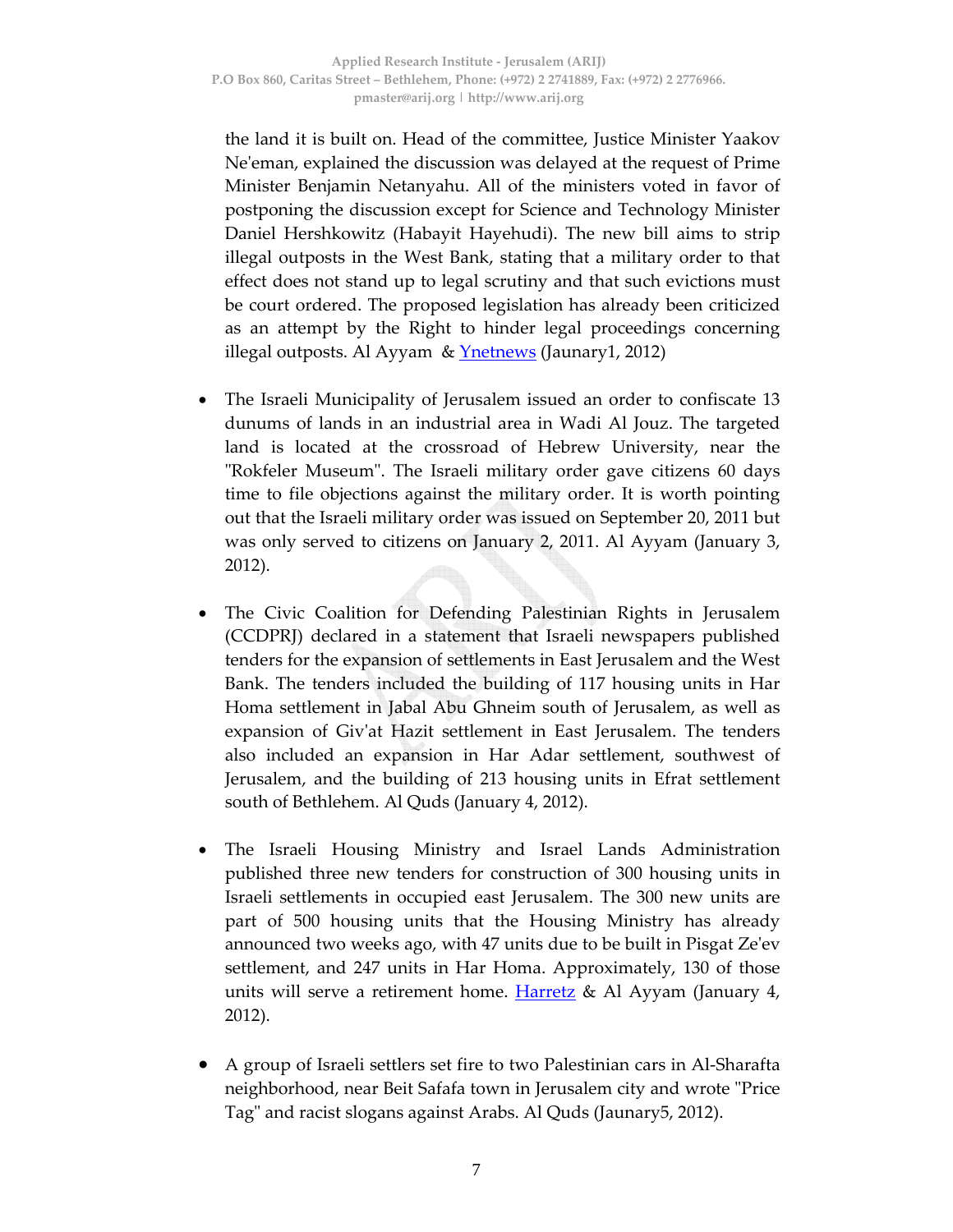the land it is built on. Head of the committee, Justice Minister Yaakov Ne'eman, explained the discussion was delayed at the request of Prime Minister Benjamin Netanyahu. All of the ministers voted in favor of postponing the discussion except for Science and Technology Minister Daniel Hershkowitz (Habayit Hayehudi). The new bill aims to strip illegal outposts in the West Bank, stating that a military order to that effect does not stand up to legal scrutiny and that such evictions must be court ordered. The proposed legislation has already been criticized as an attempt by the Right to hinder legal proceedings concerning illegal outposts. Al Ayyam & Ynetnews (Jaunary1, 2012)

- The Israeli Municipality of Jerusalem issued an order to confiscate 13 dunums of lands in an industrial area in Wadi Al Jouz. The targeted land is located at the crossroad of Hebrew University, near the "Rokfeler Museum". The Israeli military order gave citizens 60 days time to file objections against the military order. It is worth pointing out that the Israeli military order was issued on September 20, 2011 but was only served to citizens on January 2, 2011. Al Ayyam (January 3, 2012).

- The Civic Coalition for Defending Palestinian Rights in Jerusalem (CCDPRJ) declared in a statement that Israeli newspapers published tenders for the expansion of settlements in East Jerusalem and the West Bank. The tenders included the building of 117 housing units in Har Homa settlement in Jabal Abu Ghneim south of Jerusalem, as well as expansion of Giv'at Hazit settlement in East Jerusalem. The tenders also included an expansion in Har Adar settlement, southwest of Jerusalem, and the building of 213 housing units in Efrat settlement south of Bethlehem. Al Quds (January 4, 2012).

- The Israeli Housing Ministry and Israel Lands Administration published three new tenders for construction of 300 housing units in Israeli settlements in occupied east Jerusalem. The 300 new units are part of 500 housing units that the Housing Ministry has already announced two weeks ago, with 47 units due to be built in Pisgat Ze'ev settlement, and 247 units in Har Homa. Approximately, 130 of those units will serve a retirement home. Harretz & Al Ayyam (January 4, 2012).

- A group of Israeli settlers set fire to two Palestinian cars in Al-Sharafta neighborhood, near Beit Safafa town in Jerusalem city and wrote "Price Tag" and racist slogans against Arabs. Al Quds (Jaunary5, 2012).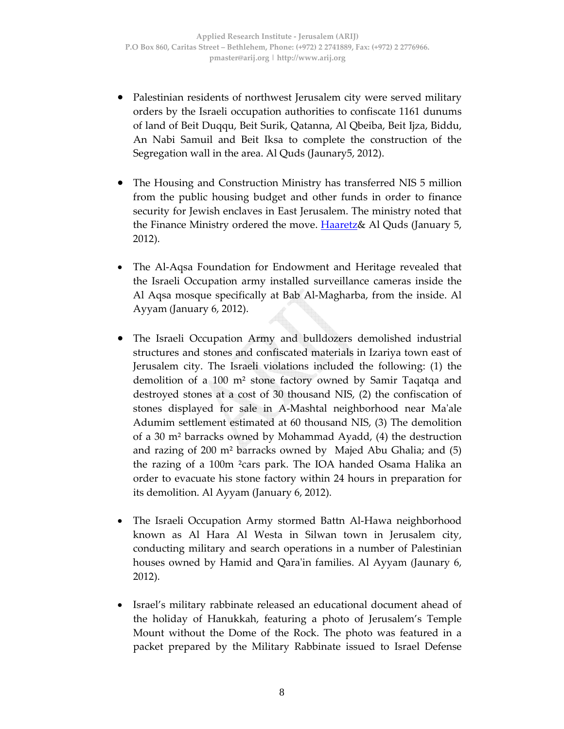- Palestinian residents of northwest Jerusalem city were served military orders by the Israeli occupation authorities to confiscate 1161 dunums of land of Beit Duqqu, Beit Surik, Qatanna, Al Qbeiba, Beit Ijza, Biddu, An Nabi Samuil and Beit Iksa to complete the construction of the Segregation wall in the area. Al Quds (Jaunary5, 2012).

- The Housing and Construction Ministry has transferred NIS 5 million from the public housing budget and other funds in order to finance security for Jewish enclaves in East Jerusalem. The ministry noted that the Finance Ministry ordered the move. Haaretz& Al Quds (January 5, 2012).

- The Al-Aqsa Foundation for Endowment and Heritage revealed that the Israeli Occupation army installed surveillance cameras inside the Al Aqsa mosque specifically at Bab Al-Magharba, from the inside. Al Ayyam (January 6, 2012).

- The Israeli Occupation Army and bulldozers demolished industrial structures and stones and confiscated materials in Izariya town east of Jerusalem city. The Israeli violations included the following: (1) the demolition of a 100 m² stone factory owned by Samir Taqatqa and destroyed stones at a cost of 30 thousand NIS, (2) the confiscation of stones displayed for sale in A-Mashtal neighborhood near Ma'ale Adumim settlement estimated at 60 thousand NIS, (3) The demolition of a 30 m² barracks owned by Mohammad Ayadd, (4) the destruction and razing of 200 m² barracks owned by Majed Abu Ghalia; and (5) the razing of a 100m ²cars park. The IOA handed Osama Halika an order to evacuate his stone factory within 24 hours in preparation for its demolition. Al Ayyam (January 6, 2012).

- The Israeli Occupation Army stormed Battn Al-Hawa neighborhood known as Al Hara Al Westa in Silwan town in Jerusalem city, conducting military and search operations in a number of Palestinian houses owned by Hamid and Qara'in families. Al Ayyam (Jaunary 6, 2012).

- Israel's military rabbinate released an educational document ahead of the holiday of Hanukkah, featuring a photo of Jerusalem's Temple Mount without the Dome of the Rock. The photo was featured in a packet prepared by the Military Rabbinate issued to Israel Defense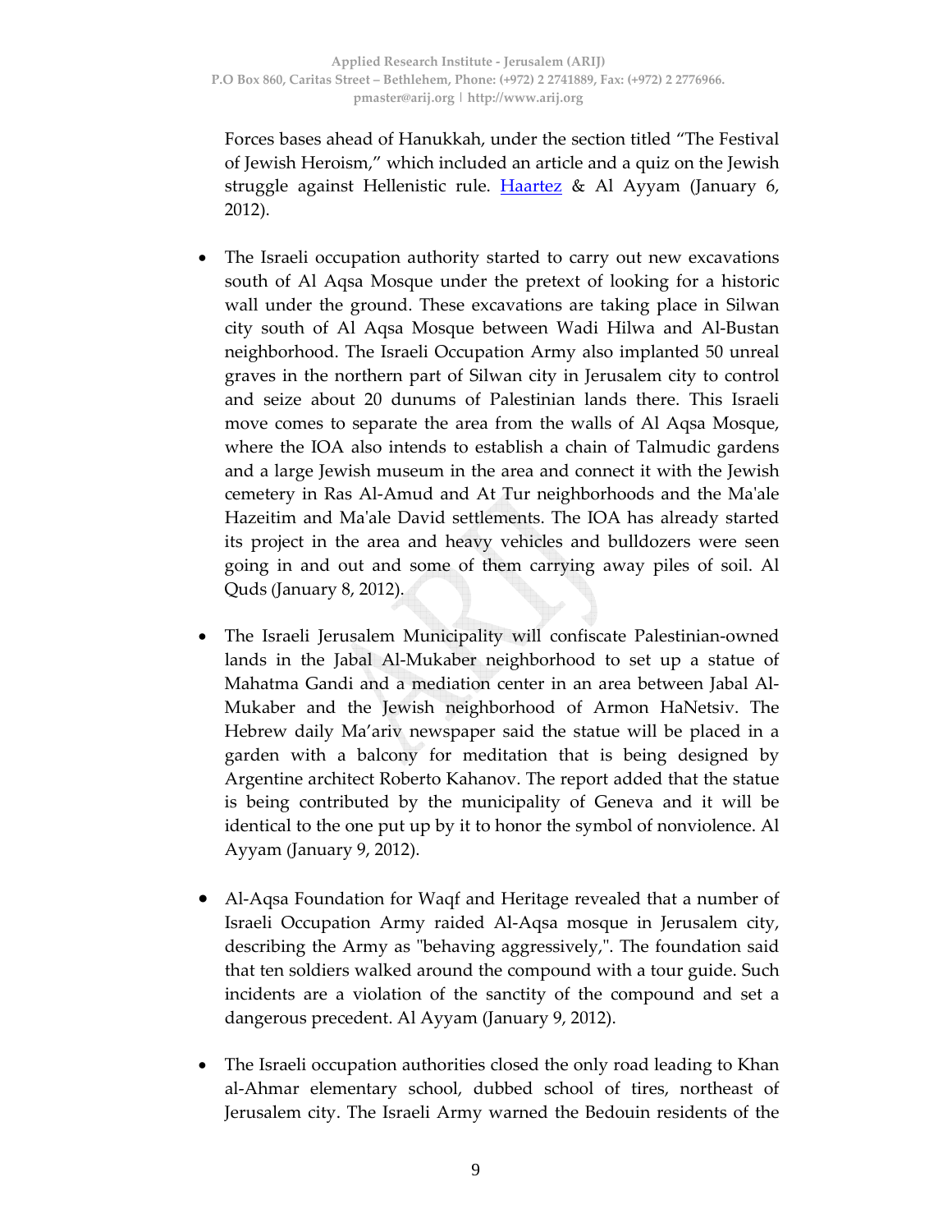Forces bases ahead of Hanukkah, under the section titled "The Festival of Jewish Heroism," which included an article and a quiz on the Jewish struggle against Hellenistic rule. Haartez & Al Ayyam (January 6, 2012).

- The Israeli occupation authority started to carry out new excavations south of Al Aqsa Mosque under the pretext of looking for a historic wall under the ground. These excavations are taking place in Silwan city south of Al Aqsa Mosque between Wadi Hilwa and Al-Bustan neighborhood. The Israeli Occupation Army also implanted 50 unreal graves in the northern part of Silwan city in Jerusalem city to control and seize about 20 dunums of Palestinian lands there. This Israeli move comes to separate the area from the walls of Al Aqsa Mosque, where the IOA also intends to establish a chain of Talmudic gardens and a large Jewish museum in the area and connect it with the Jewish cemetery in Ras Al-Amud and At Tur neighborhoods and the Ma'ale Hazeitim and Ma'ale David settlements. The IOA has already started its project in the area and heavy vehicles and bulldozers were seen going in and out and some of them carrying away piles of soil. Al Quds (January 8, 2012).

- The Israeli Jerusalem Municipality will confiscate Palestinian-owned lands in the Jabal Al-Mukaber neighborhood to set up a statue of Mahatma Gandi and a mediation center in an area between Jabal Al-Mukaber and the Jewish neighborhood of Armon HaNetsiv. The Hebrew daily Ma'ariv newspaper said the statue will be placed in a garden with a balcony for meditation that is being designed by Argentine architect Roberto Kahanov. The report added that the statue is being contributed by the municipality of Geneva and it will be identical to the one put up by it to honor the symbol of nonviolence. Al Ayyam (January 9, 2012).

- Al-Aqsa Foundation for Waqf and Heritage revealed that a number of Israeli Occupation Army raided Al-Aqsa mosque in Jerusalem city, describing the Army as "behaving aggressively,". The foundation said that ten soldiers walked around the compound with a tour guide. Such incidents are a violation of the sanctity of the compound and set a dangerous precedent. Al Ayyam (January 9, 2012).

- The Israeli occupation authorities closed the only road leading to Khan al-Ahmar elementary school, dubbed school of tires, northeast of Jerusalem city. The Israeli Army warned the Bedouin residents of the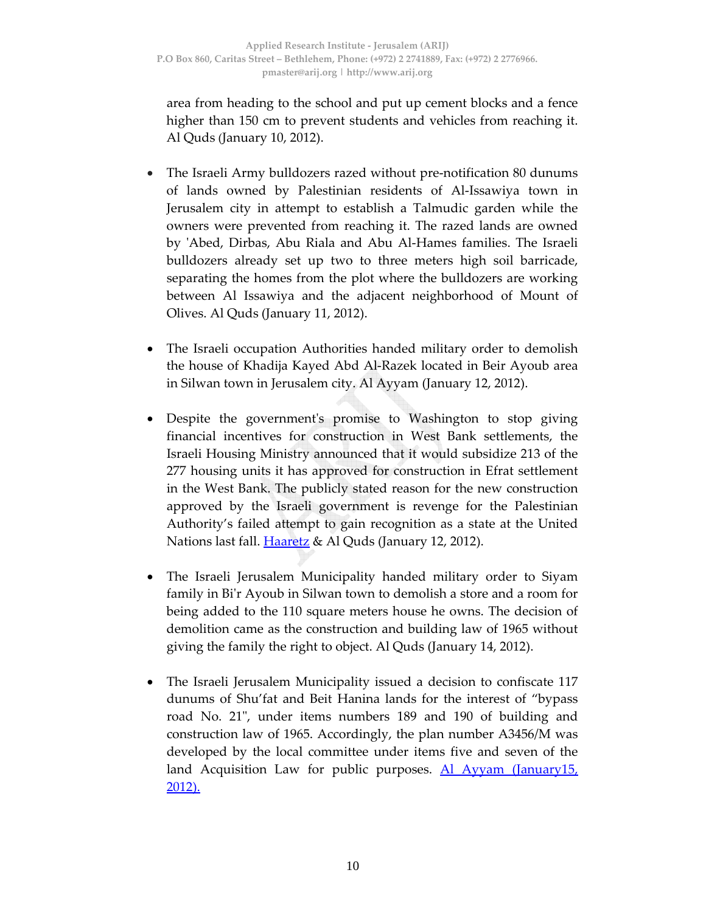area from heading to the school and put up cement blocks and a fence higher than 150 cm to prevent students and vehicles from reaching it. Al Quds (January 10, 2012).

- The Israeli Army bulldozers razed without pre-notification 80 dunums of lands owned by Palestinian residents of Al-Issawiya town in Jerusalem city in attempt to establish a Talmudic garden while the owners were prevented from reaching it. The razed lands are owned by 'Abed, Dirbas, Abu Riala and Abu Al-Hames families. The Israeli bulldozers already set up two to three meters high soil barricade, separating the homes from the plot where the bulldozers are working between Al Issawiya and the adjacent neighborhood of Mount of Olives. Al Quds (January 11, 2012).

- The Israeli occupation Authorities handed military order to demolish the house of Khadija Kayed Abd Al-Razek located in Beir Ayoub area in Silwan town in Jerusalem city. Al Ayyam (January 12, 2012).

- Despite the government's promise to Washington to stop giving financial incentives for construction in West Bank settlements, the Israeli Housing Ministry announced that it would subsidize 213 of the 277 housing units it has approved for construction in Efrat settlement in the West Bank. The publicly stated reason for the new construction approved by the Israeli government is revenge for the Palestinian Authority's failed attempt to gain recognition as a state at the United Nations last fall. Haaretz & Al Quds (January 12, 2012).

- The Israeli Jerusalem Municipality handed military order to Siyam family in Bi'r Ayoub in Silwan town to demolish a store and a room for being added to the 110 square meters house he owns. The decision of demolition came as the construction and building law of 1965 without giving the family the right to object. Al Quds (January 14, 2012).

- The Israeli Jerusalem Municipality issued a decision to confiscate 117 dunums of Shu'fat and Beit Hanina lands for the interest of "bypass road No. 21", under items numbers 189 and 190 of building and construction law of 1965. Accordingly, the plan number A3456/M was developed by the local committee under items five and seven of the land Acquisition Law for public purposes. Al Ayyam (January15, 2012).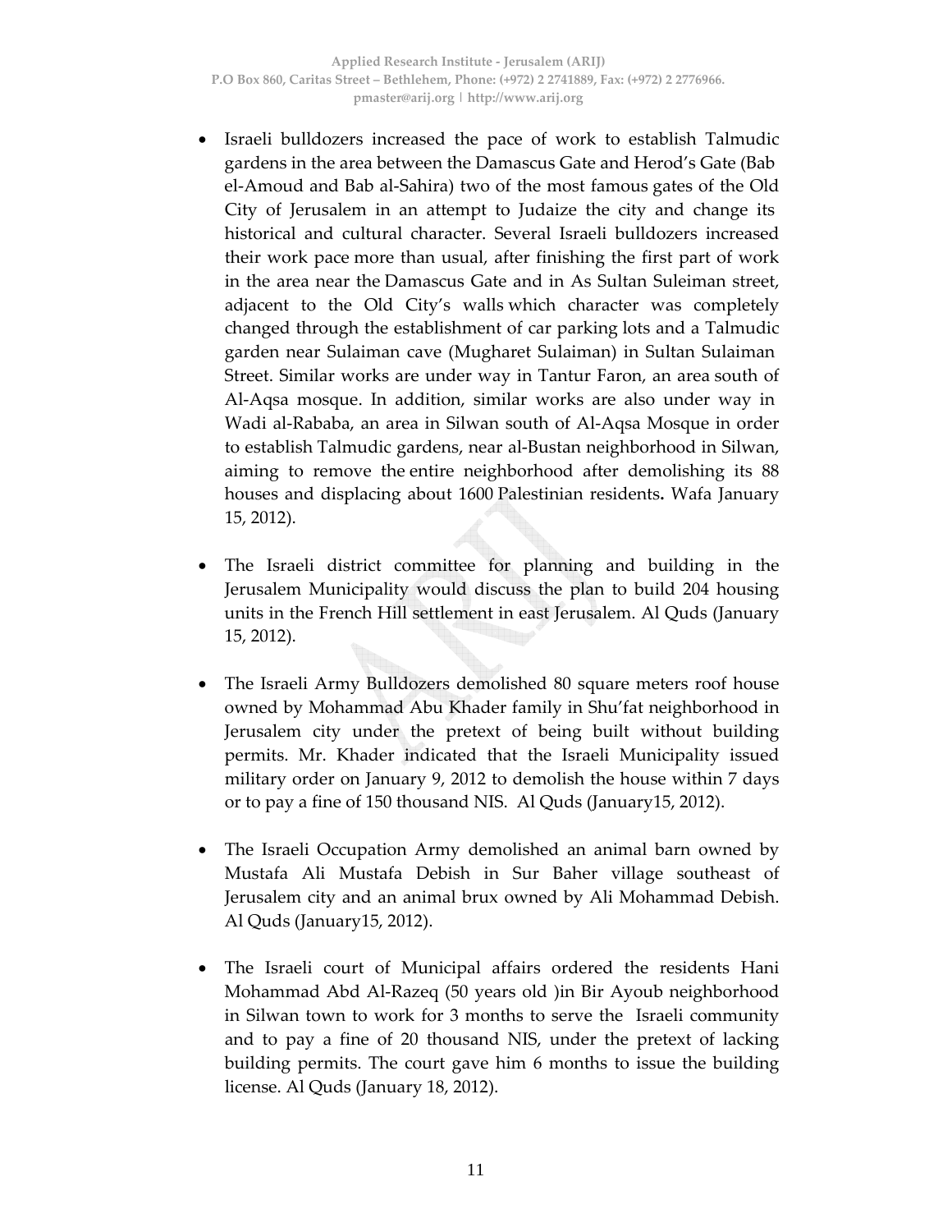- Israeli bulldozers increased the pace of work to establish Talmudic gardens in the area between the Damascus Gate and Herod's Gate (Bab el-Amoud and Bab al-Sahira) two of the most famous gates of the Old City of Jerusalem in an attempt to Judaize the city and change its historical and cultural character. Several Israeli bulldozers increased their work pace more than usual, after finishing the first part of work in the area near the Damascus Gate and in As Sultan Suleiman street, adjacent to the Old City's walls which character was completely changed through the establishment of car parking lots and a Talmudic garden near Sulaiman cave (Mugharet Sulaiman) in Sultan Sulaiman Street. Similar works are under way in Tantur Faron, an area south of Al-Aqsa mosque. In addition, similar works are also under way in Wadi al-Rababa, an area in Silwan south of Al-Aqsa Mosque in order to establish Talmudic gardens, near al-Bustan neighborhood in Silwan, aiming to remove the entire neighborhood after demolishing its 88 houses and displacing about 1600 Palestinian residents**.** Wafa January 15, 2012).

- The Israeli district committee for planning and building in the Jerusalem Municipality would discuss the plan to build 204 housing units in the French Hill settlement in east Jerusalem. Al Quds (January 15, 2012).

- The Israeli Army Bulldozers demolished 80 square meters roof house owned by Mohammad Abu Khader family in Shu'fat neighborhood in Jerusalem city under the pretext of being built without building permits. Mr. Khader indicated that the Israeli Municipality issued military order on January 9, 2012 to demolish the house within 7 days or to pay a fine of 150 thousand NIS. Al Quds (January15, 2012).

- The Israeli Occupation Army demolished an animal barn owned by Mustafa Ali Mustafa Debish in Sur Baher village southeast of Jerusalem city and an animal brux owned by Ali Mohammad Debish. Al Quds (January15, 2012).

- The Israeli court of Municipal affairs ordered the residents Hani Mohammad Abd Al-Razeq (50 years old )in Bir Ayoub neighborhood in Silwan town to work for 3 months to serve the Israeli community and to pay a fine of 20 thousand NIS, under the pretext of lacking building permits. The court gave him 6 months to issue the building license. Al Quds (January 18, 2012).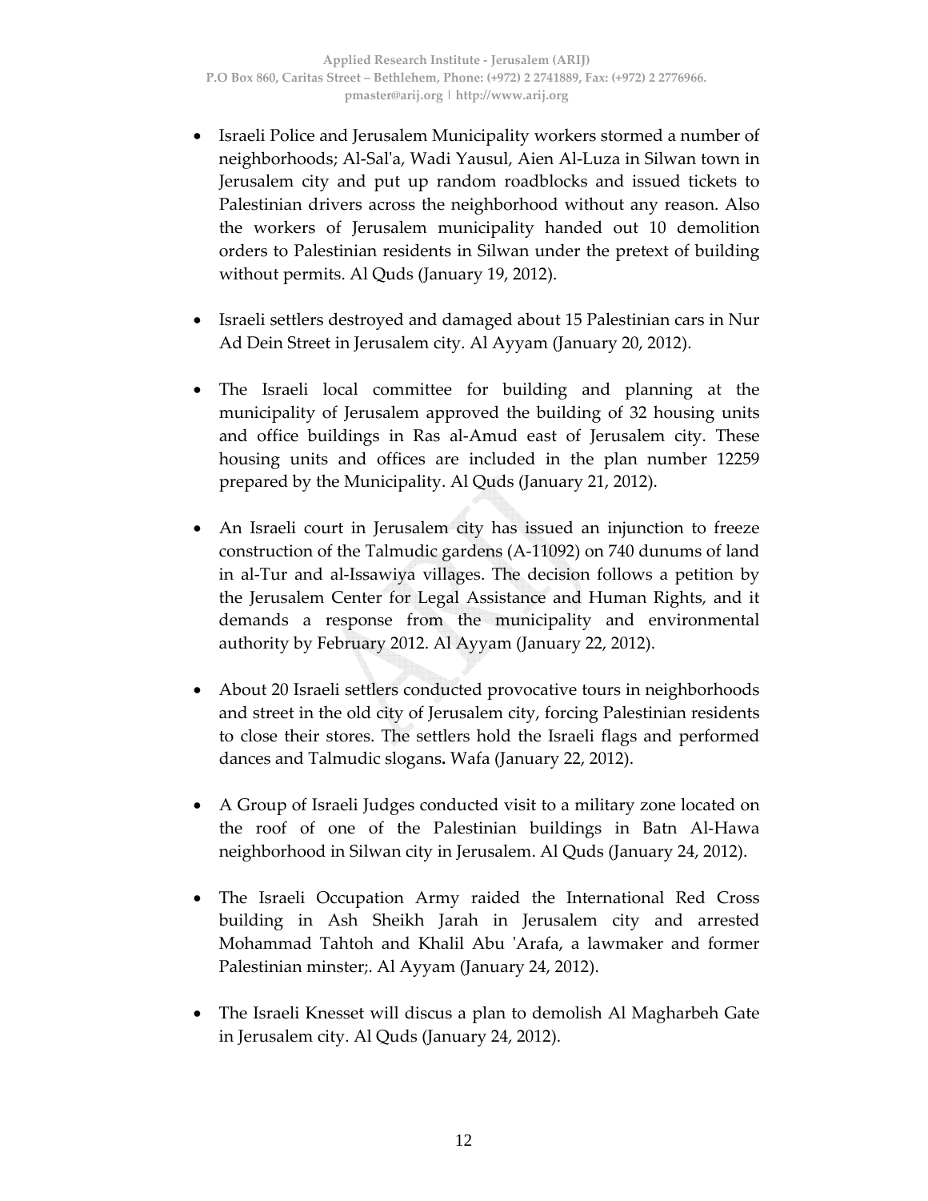- Israeli Police and Jerusalem Municipality workers stormed a number of neighborhoods; Al-Sal'a, Wadi Yausul, Aien Al-Luza in Silwan town in Jerusalem city and put up random roadblocks and issued tickets to Palestinian drivers across the neighborhood without any reason. Also the workers of Jerusalem municipality handed out 10 demolition orders to Palestinian residents in Silwan under the pretext of building without permits. Al Quds (January 19, 2012).

- Israeli settlers destroyed and damaged about 15 Palestinian cars in Nur Ad Dein Street in Jerusalem city. Al Ayyam (January 20, 2012).

- The Israeli local committee for building and planning at the municipality of Jerusalem approved the building of 32 housing units and office buildings in Ras al-Amud east of Jerusalem city. These housing units and offices are included in the plan number 12259 prepared by the Municipality. Al Quds (January 21, 2012).

- An Israeli court in Jerusalem city has issued an injunction to freeze construction of the Talmudic gardens (A-11092) on 740 dunums of land in al-Tur and al-Issawiya villages. The decision follows a petition by the Jerusalem Center for Legal Assistance and Human Rights, and it demands a response from the municipality and environmental authority by February 2012. Al Ayyam (January 22, 2012).

- About 20 Israeli settlers conducted provocative tours in neighborhoods and street in the old city of Jerusalem city, forcing Palestinian residents to close their stores. The settlers hold the Israeli flags and performed dances and Talmudic slogans**.** Wafa (January 22, 2012).

- A Group of Israeli Judges conducted visit to a military zone located on the roof of one of the Palestinian buildings in Batn Al-Hawa neighborhood in Silwan city in Jerusalem. Al Quds (January 24, 2012).

- The Israeli Occupation Army raided the International Red Cross building in Ash Sheikh Jarah in Jerusalem city and arrested Mohammad Tahtoh and Khalil Abu 'Arafa, a lawmaker and former Palestinian minster;. Al Ayyam (January 24, 2012).

- The Israeli Knesset will discus a plan to demolish Al Magharbeh Gate in Jerusalem city. Al Quds (January 24, 2012).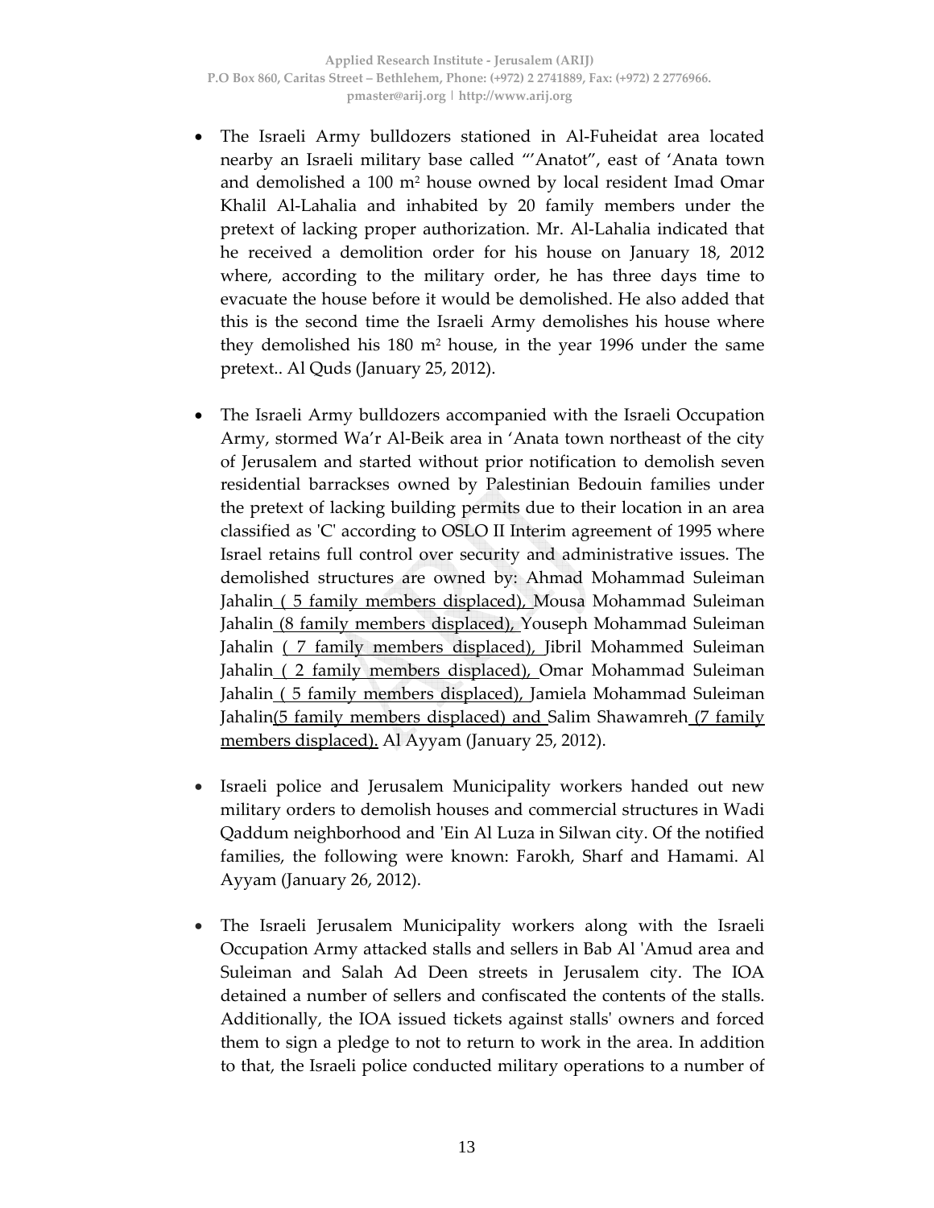- The Israeli Army bulldozers stationed in Al-Fuheidat area located nearby an Israeli military base called "'Anatot", east of 'Anata town and demolished a 100 m$^2$ house owned by local resident Imad Omar Khalil Al-Lahalia and inhabited by 20 family members under the pretext of lacking proper authorization. Mr. Al-Lahalia indicated that he received a demolition order for his house on January 18, 2012 where, according to the military order, he has three days time to evacuate the house before it would be demolished. He also added that this is the second time the Israeli Army demolishes his house where they demolished his 180 m$^2$ house, in the year 1996 under the same pretext.. Al Quds (January 25, 2012).

- The Israeli Army bulldozers accompanied with the Israeli Occupation Army, stormed Wa'r Al-Beik area in 'Anata town northeast of the city of Jerusalem and started without prior notification to demolish seven residential barrackses owned by Palestinian Bedouin families under the pretext of lacking building permits due to their location in an area classified as 'C' according to OSLO II Interim agreement of 1995 where Israel retains full control over security and administrative issues. The demolished structures are owned by: Ahmad Mohammad Suleiman Jahalin ( 5 family members displaced), Mousa Mohammad Suleiman Jahalin (8 family members displaced), Youseph Mohammad Suleiman Jahalin ( 7 family members displaced), Jibril Mohammed Suleiman Jahalin ( 2 family members displaced), Omar Mohammad Suleiman Jahalin ( 5 family members displaced), Jamiela Mohammad Suleiman Jahalin(5 family members displaced) and Salim Shawamreh (7 family members displaced). Al Ayyam (January 25, 2012).

- Israeli police and Jerusalem Municipality workers handed out new military orders to demolish houses and commercial structures in Wadi Qaddum neighborhood and 'Ein Al Luza in Silwan city. Of the notified families, the following were known: Farokh, Sharf and Hamami. Al Ayyam (January 26, 2012).

- The Israeli Jerusalem Municipality workers along with the Israeli Occupation Army attacked stalls and sellers in Bab Al 'Amud area and Suleiman and Salah Ad Deen streets in Jerusalem city. The IOA detained a number of sellers and confiscated the contents of the stalls. Additionally, the IOA issued tickets against stalls' owners and forced them to sign a pledge to not to return to work in the area. In addition to that, the Israeli police conducted military operations to a number of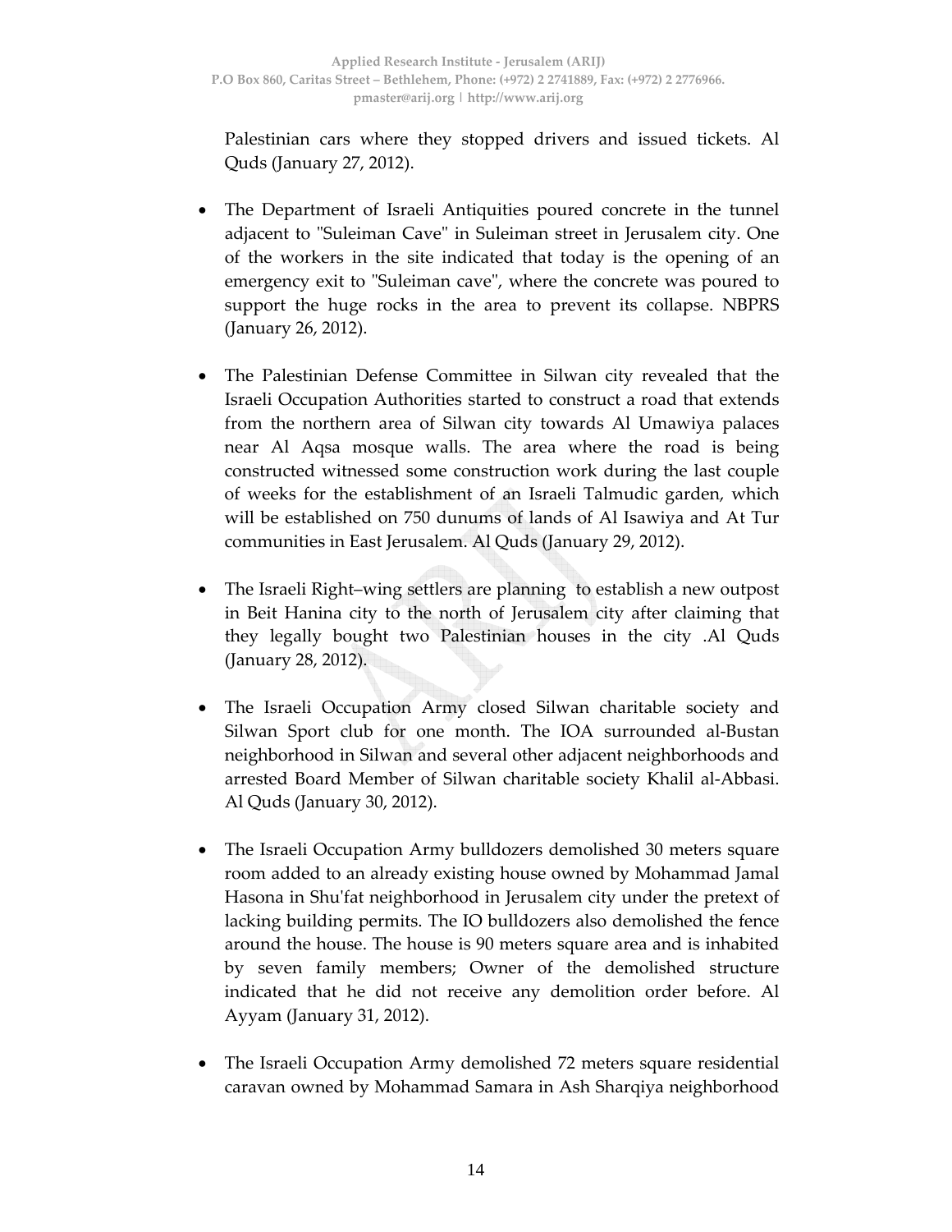Palestinian cars where they stopped drivers and issued tickets. Al Quds (January 27, 2012).

- The Department of Israeli Antiquities poured concrete in the tunnel adjacent to "Suleiman Cave" in Suleiman street in Jerusalem city. One of the workers in the site indicated that today is the opening of an emergency exit to "Suleiman cave", where the concrete was poured to support the huge rocks in the area to prevent its collapse. NBPRS (January 26, 2012).

- The Palestinian Defense Committee in Silwan city revealed that the Israeli Occupation Authorities started to construct a road that extends from the northern area of Silwan city towards Al Umawiya palaces near Al Aqsa mosque walls. The area where the road is being constructed witnessed some construction work during the last couple of weeks for the establishment of an Israeli Talmudic garden, which will be established on 750 dunums of lands of Al Isawiya and At Tur communities in East Jerusalem. Al Quds (January 29, 2012).

- The Israeli Right–wing settlers are planning to establish a new outpost in Beit Hanina city to the north of Jerusalem city after claiming that they legally bought two Palestinian houses in the city .Al Quds (January 28, 2012).

- The Israeli Occupation Army closed Silwan charitable society and Silwan Sport club for one month. The IOA surrounded al-Bustan neighborhood in Silwan and several other adjacent neighborhoods and arrested Board Member of Silwan charitable society Khalil al-Abbasi. Al Quds (January 30, 2012).

- The Israeli Occupation Army bulldozers demolished 30 meters square room added to an already existing house owned by Mohammad Jamal Hasona in Shu'fat neighborhood in Jerusalem city under the pretext of lacking building permits. The IO bulldozers also demolished the fence around the house. The house is 90 meters square area and is inhabited by seven family members; Owner of the demolished structure indicated that he did not receive any demolition order before. Al Ayyam (January 31, 2012).

- The Israeli Occupation Army demolished 72 meters square residential caravan owned by Mohammad Samara in Ash Sharqiya neighborhood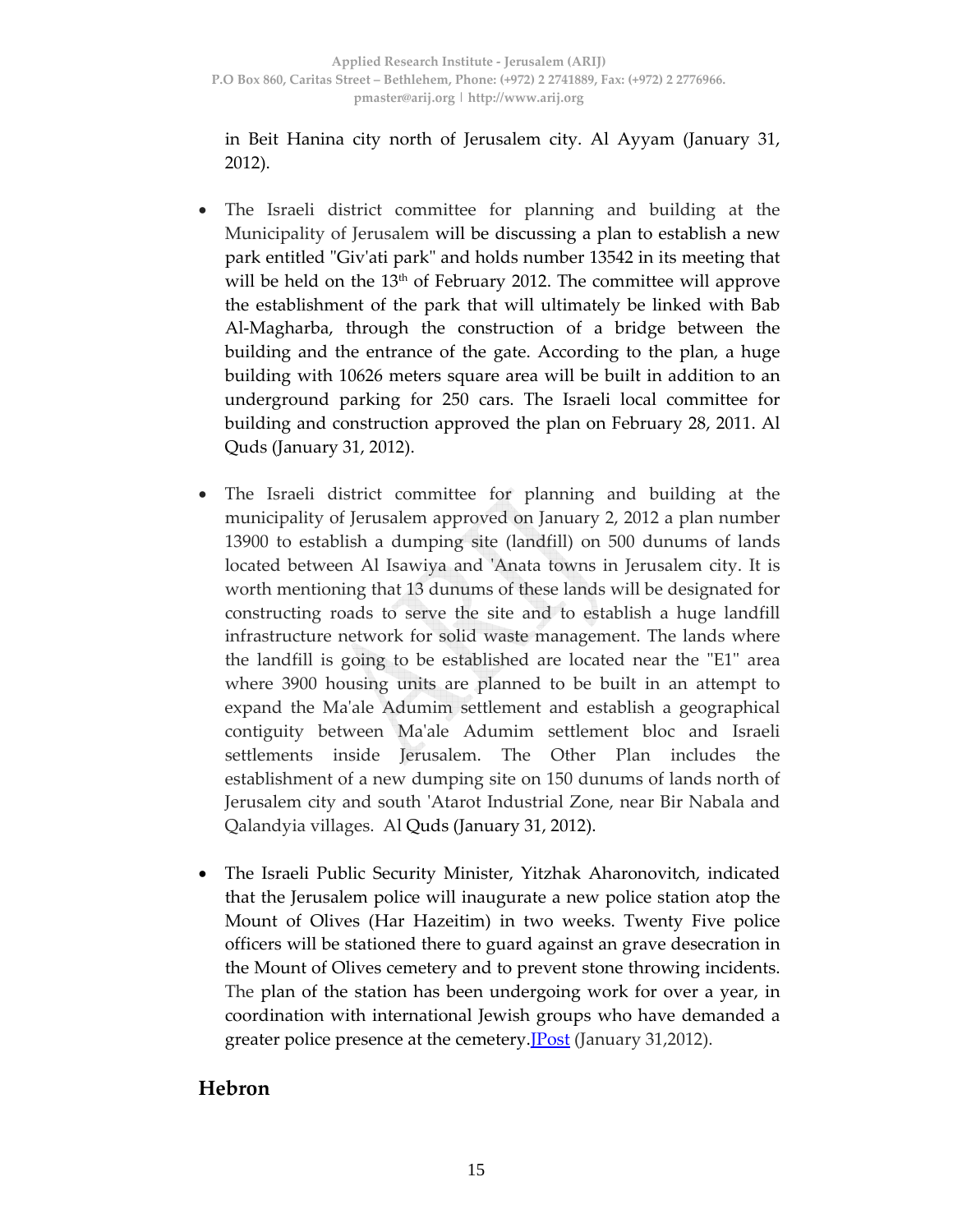in Beit Hanina city north of Jerusalem city. Al Ayyam (January 31, 2012).

- The Israeli district committee for planning and building at the Municipality of Jerusalem will be discussing a plan to establish a new park entitled "Giv'ati park" and holds number 13542 in its meeting that will be held on the 13th of February 2012. The committee will approve the establishment of the park that will ultimately be linked with Bab Al-Magharba, through the construction of a bridge between the building and the entrance of the gate. According to the plan, a huge building with 10626 meters square area will be built in addition to an underground parking for 250 cars. The Israeli local committee for building and construction approved the plan on February 28, 2011. Al Quds (January 31, 2012).

- The Israeli district committee for planning and building at the municipality of Jerusalem approved on January 2, 2012 a plan number 13900 to establish a dumping site (landfill) on 500 dunums of lands located between Al Isawiya and 'Anata towns in Jerusalem city. It is worth mentioning that 13 dunums of these lands will be designated for constructing roads to serve the site and to establish a huge landfill infrastructure network for solid waste management. The lands where the landfill is going to be established are located near the "E1" area where 3900 housing units are planned to be built in an attempt to expand the Ma'ale Adumim settlement and establish a geographical contiguity between Ma'ale Adumim settlement bloc and Israeli settlements inside Jerusalem. The Other Plan includes the establishment of a new dumping site on 150 dunums of lands north of Jerusalem city and south 'Atarot Industrial Zone, near Bir Nabala and Qalandyia villages. Al Quds (January 31, 2012).

- The Israeli Public Security Minister, Yitzhak Aharonovitch, indicated that the Jerusalem police will inaugurate a new police station atop the Mount of Olives (Har Hazeitim) in two weeks. Twenty Five police officers will be stationed there to guard against an grave desecration in the Mount of Olives cemetery and to prevent stone throwing incidents. The plan of the station has been undergoing work for over a year, in coordination with international Jewish groups who have demanded a greater police presence at the cemetery. JPost (January 31,2012).

## Hebron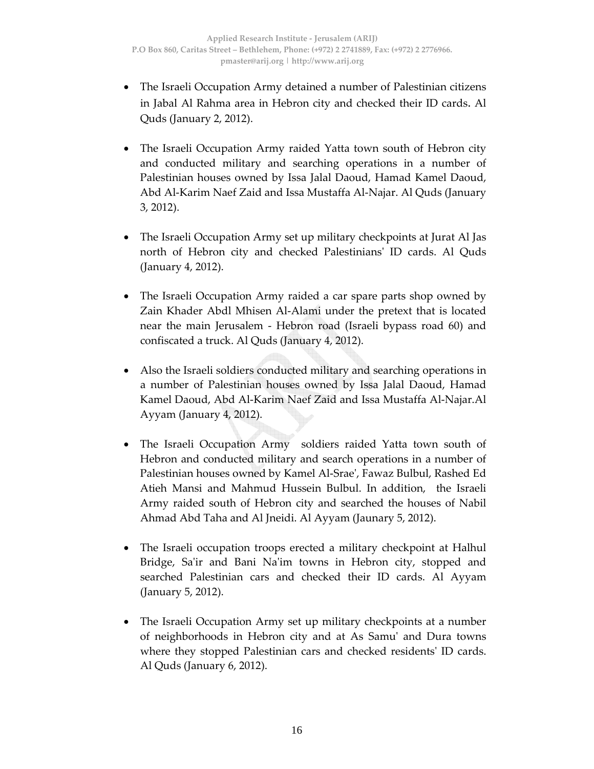- The Israeli Occupation Army detained a number of Palestinian citizens in Jabal Al Rahma area in Hebron city and checked their ID cards. Al Quds (January 2, 2012).

- The Israeli Occupation Army raided Yatta town south of Hebron city and conducted military and searching operations in a number of Palestinian houses owned by Issa Jalal Daoud, Hamad Kamel Daoud, Abd Al-Karim Naef Zaid and Issa Mustaffa Al-Najar. Al Quds (January 3, 2012).

- The Israeli Occupation Army set up military checkpoints at Jurat Al Jas north of Hebron city and checked Palestinians' ID cards. Al Quds (January 4, 2012).

- The Israeli Occupation Army raided a car spare parts shop owned by Zain Khader Abdl Mhisen Al-Alami under the pretext that is located near the main Jerusalem - Hebron road (Israeli bypass road 60) and confiscated a truck. Al Quds (January 4, 2012).

- Also the Israeli soldiers conducted military and searching operations in a number of Palestinian houses owned by Issa Jalal Daoud, Hamad Kamel Daoud, Abd Al-Karim Naef Zaid and Issa Mustaffa Al-Najar.Al Ayyam (January 4, 2012).

- The Israeli Occupation Army soldiers raided Yatta town south of Hebron and conducted military and search operations in a number of Palestinian houses owned by Kamel Al-Srae', Fawaz Bulbul, Rashed Ed Atieh Mansi and Mahmud Hussein Bulbul. In addition, the Israeli Army raided south of Hebron city and searched the houses of Nabil Ahmad Abd Taha and Al Jneidi. Al Ayyam (Jaunary 5, 2012).

- The Israeli occupation troops erected a military checkpoint at Halhul Bridge, Sa'ir and Bani Na'im towns in Hebron city, stopped and searched Palestinian cars and checked their ID cards. Al Ayyam (January 5, 2012).

- The Israeli Occupation Army set up military checkpoints at a number of neighborhoods in Hebron city and at As Samu' and Dura towns where they stopped Palestinian cars and checked residents' ID cards. Al Quds (January 6, 2012).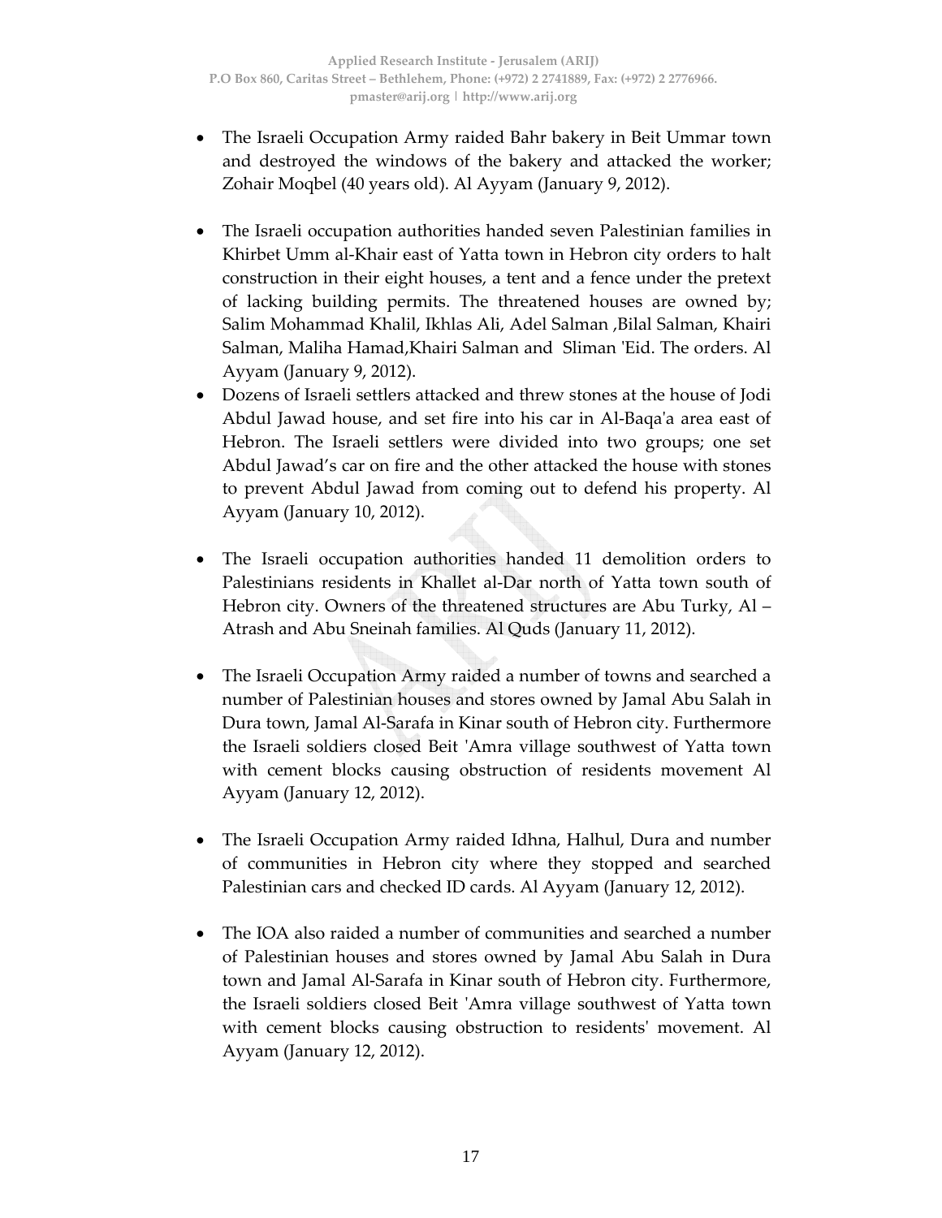- The Israeli Occupation Army raided Bahr bakery in Beit Ummar town and destroyed the windows of the bakery and attacked the worker; Zohair Moqbel (40 years old). Al Ayyam (January 9, 2012).

- The Israeli occupation authorities handed seven Palestinian families in Khirbet Umm al-Khair east of Yatta town in Hebron city orders to halt construction in their eight houses, a tent and a fence under the pretext of lacking building permits. The threatened houses are owned by; Salim Mohammad Khalil, Ikhlas Ali, Adel Salman ,Bilal Salman, Khairi Salman, Maliha Hamad,Khairi Salman and Sliman 'Eid. The orders. Al Ayyam (January 9, 2012).
- Dozens of Israeli settlers attacked and threw stones at the house of Jodi Abdul Jawad house, and set fire into his car in Al-Baqa'a area east of Hebron. The Israeli settlers were divided into two groups; one set Abdul Jawad's car on fire and the other attacked the house with stones to prevent Abdul Jawad from coming out to defend his property. Al Ayyam (January 10, 2012).

- The Israeli occupation authorities handed 11 demolition orders to Palestinians residents in Khallet al-Dar north of Yatta town south of Hebron city. Owners of the threatened structures are Abu Turky, Al – Atrash and Abu Sneinah families. Al Quds (January 11, 2012).

- The Israeli Occupation Army raided a number of towns and searched a number of Palestinian houses and stores owned by Jamal Abu Salah in Dura town, Jamal Al-Sarafa in Kinar south of Hebron city. Furthermore the Israeli soldiers closed Beit 'Amra village southwest of Yatta town with cement blocks causing obstruction of residents movement Al Ayyam (January 12, 2012).

- The Israeli Occupation Army raided Idhna, Halhul, Dura and number of communities in Hebron city where they stopped and searched Palestinian cars and checked ID cards. Al Ayyam (January 12, 2012).

- The IOA also raided a number of communities and searched a number of Palestinian houses and stores owned by Jamal Abu Salah in Dura town and Jamal Al-Sarafa in Kinar south of Hebron city. Furthermore, the Israeli soldiers closed Beit 'Amra village southwest of Yatta town with cement blocks causing obstruction to residents' movement. Al Ayyam (January 12, 2012).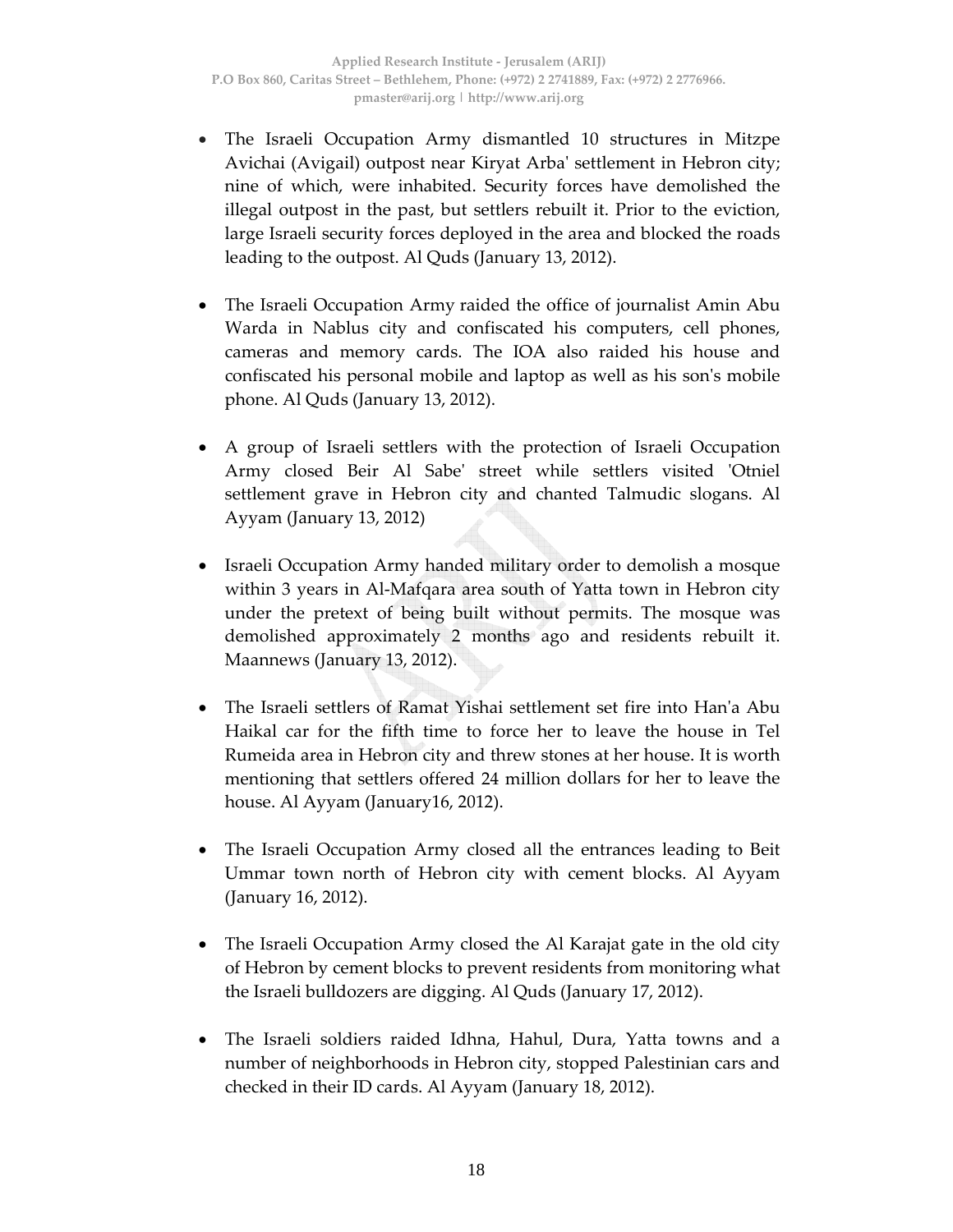- The Israeli Occupation Army dismantled 10 structures in Mitzpe Avichai (Avigail) outpost near Kiryat Arba' settlement in Hebron city; nine of which, were inhabited. Security forces have demolished the illegal outpost in the past, but settlers rebuilt it. Prior to the eviction, large Israeli security forces deployed in the area and blocked the roads leading to the outpost. Al Quds (January 13, 2012).

- The Israeli Occupation Army raided the office of journalist Amin Abu Warda in Nablus city and confiscated his computers, cell phones, cameras and memory cards. The IOA also raided his house and confiscated his personal mobile and laptop as well as his son's mobile phone. Al Quds (January 13, 2012).

- A group of Israeli settlers with the protection of Israeli Occupation Army closed Beir Al Sabe' street while settlers visited 'Otniel settlement grave in Hebron city and chanted Talmudic slogans. Al Ayyam (January 13, 2012)

- Israeli Occupation Army handed military order to demolish a mosque within 3 years in Al-Mafqara area south of Yatta town in Hebron city under the pretext of being built without permits. The mosque was demolished approximately 2 months ago and residents rebuilt it. Maannews (January 13, 2012).

- The Israeli settlers of Ramat Yishai settlement set fire into Han'a Abu Haikal car for the fifth time to force her to leave the house in Tel Rumeida area in Hebron city and threw stones at her house. It is worth mentioning that settlers offered 24 million dollars for her to leave the house. Al Ayyam (January16, 2012).

- The Israeli Occupation Army closed all the entrances leading to Beit Ummar town north of Hebron city with cement blocks. Al Ayyam (January 16, 2012).

- The Israeli Occupation Army closed the Al Karajat gate in the old city of Hebron by cement blocks to prevent residents from monitoring what the Israeli bulldozers are digging. Al Quds (January 17, 2012).

- The Israeli soldiers raided Idhna, Hahul, Dura, Yatta towns and a number of neighborhoods in Hebron city, stopped Palestinian cars and checked in their ID cards. Al Ayyam (January 18, 2012).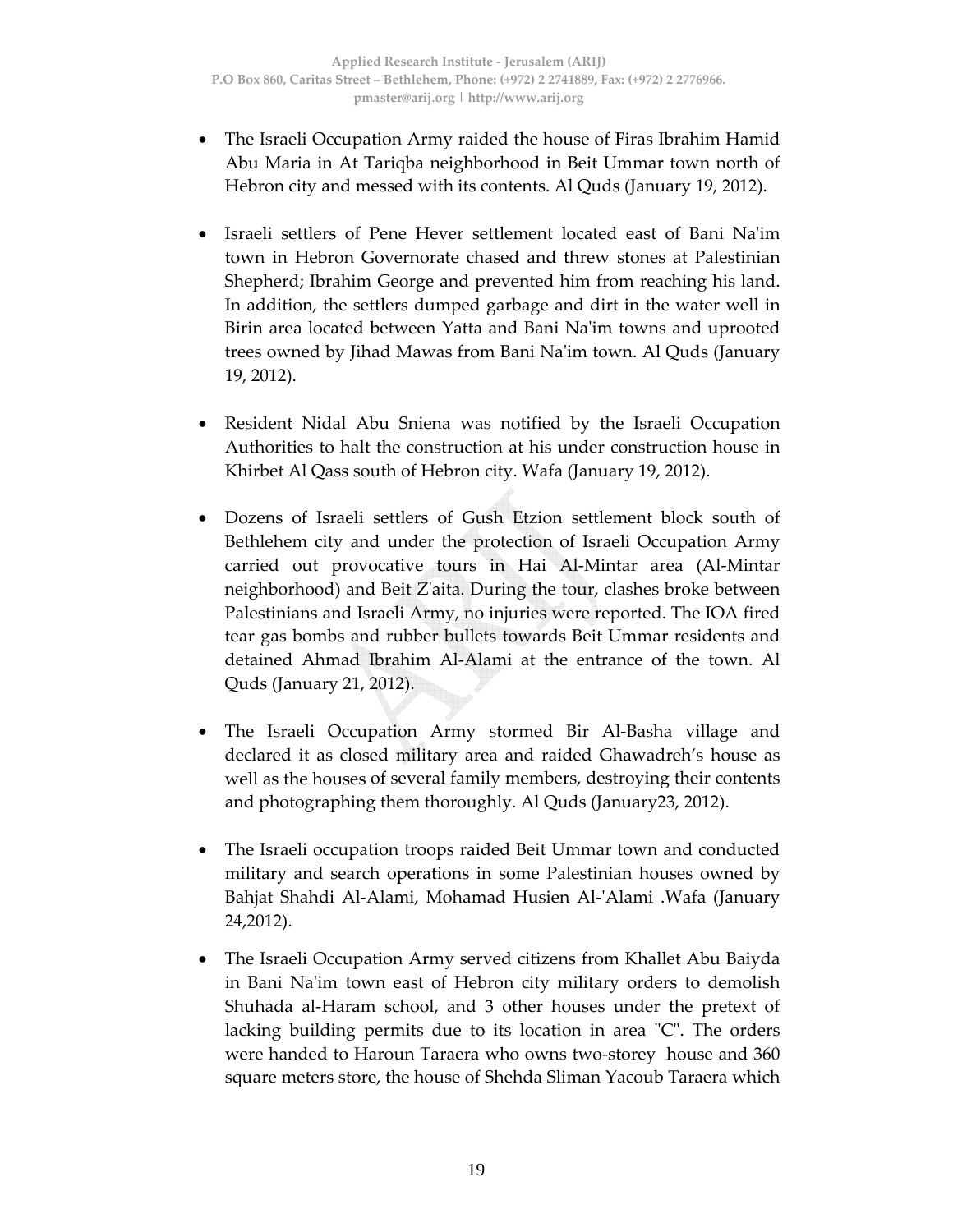- The Israeli Occupation Army raided the house of Firas Ibrahim Hamid Abu Maria in At Tariqba neighborhood in Beit Ummar town north of Hebron city and messed with its contents. Al Quds (January 19, 2012).

- Israeli settlers of Pene Hever settlement located east of Bani Na'im town in Hebron Governorate chased and threw stones at Palestinian Shepherd; Ibrahim George and prevented him from reaching his land. In addition, the settlers dumped garbage and dirt in the water well in Birin area located between Yatta and Bani Na'im towns and uprooted trees owned by Jihad Mawas from Bani Na'im town. Al Quds (January 19, 2012).

- Resident Nidal Abu Sniena was notified by the Israeli Occupation Authorities to halt the construction at his under construction house in Khirbet Al Qass south of Hebron city. Wafa (January 19, 2012).

- Dozens of Israeli settlers of Gush Etzion settlement block south of Bethlehem city and under the protection of Israeli Occupation Army carried out provocative tours in Hai Al-Mintar area (Al-Mintar neighborhood) and Beit Z'aita. During the tour, clashes broke between Palestinians and Israeli Army, no injuries were reported. The IOA fired tear gas bombs and rubber bullets towards Beit Ummar residents and detained Ahmad Ibrahim Al-Alami at the entrance of the town. Al Quds (January 21, 2012).

- The Israeli Occupation Army stormed Bir Al-Basha village and declared it as closed military area and raided Ghawadreh's house as well as the houses of several family members, destroying their contents and photographing them thoroughly. Al Quds (January23, 2012).

- The Israeli occupation troops raided Beit Ummar town and conducted military and search operations in some Palestinian houses owned by Bahjat Shahdi Al-Alami, Mohamad Husien Al-'Alami .Wafa (January 24,2012).

- The Israeli Occupation Army served citizens from Khallet Abu Baiyda in Bani Na'im town east of Hebron city military orders to demolish Shuhada al-Haram school, and 3 other houses under the pretext of lacking building permits due to its location in area "C". The orders were handed to Haroun Taraera who owns two-storey house and 360 square meters store, the house of Shehda Sliman Yacoub Taraera which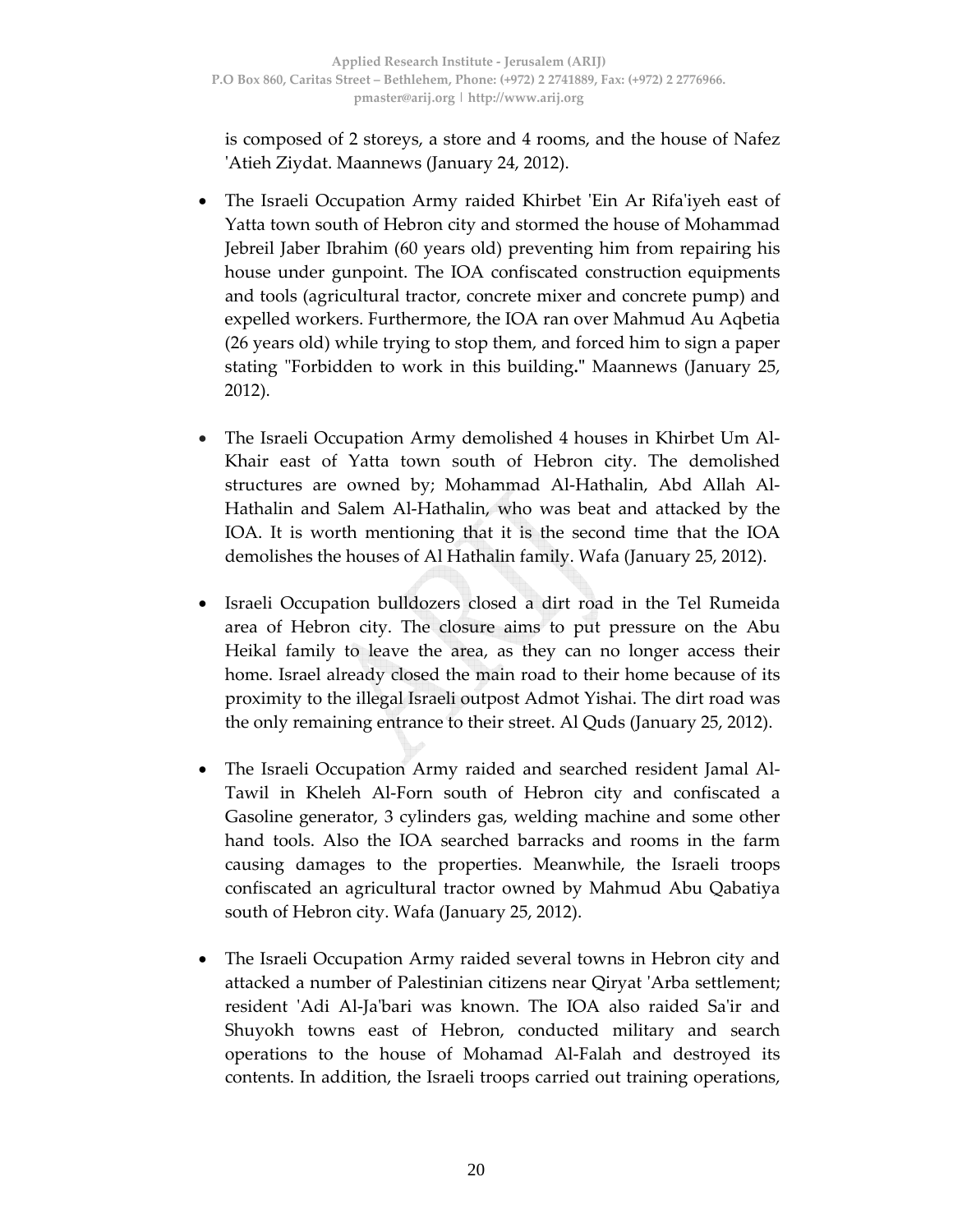is composed of 2 storeys, a store and 4 rooms, and the house of Nafez 'Atieh Ziydat. Maannews (January 24, 2012).

- The Israeli Occupation Army raided Khirbet 'Ein Ar Rifa'iyeh east of Yatta town south of Hebron city and stormed the house of Mohammad Jebreil Jaber Ibrahim (60 years old) preventing him from repairing his house under gunpoint. The IOA confiscated construction equipments and tools (agricultural tractor, concrete mixer and concrete pump) and expelled workers. Furthermore, the IOA ran over Mahmud Au Aqbetia (26 years old) while trying to stop them, and forced him to sign a paper stating "Forbidden to work in this building**."** Maannews (January 25, 2012).

- The Israeli Occupation Army demolished 4 houses in Khirbet Um Al-Khair east of Yatta town south of Hebron city. The demolished structures are owned by; Mohammad Al-Hathalin, Abd Allah Al-Hathalin and Salem Al-Hathalin, who was beat and attacked by the IOA. It is worth mentioning that it is the second time that the IOA demolishes the houses of Al Hathalin family. Wafa (January 25, 2012).

- Israeli Occupation bulldozers closed a dirt road in the Tel Rumeida area of Hebron city. The closure aims to put pressure on the Abu Heikal family to leave the area, as they can no longer access their home. Israel already closed the main road to their home because of its proximity to the illegal Israeli outpost Admot Yishai. The dirt road was the only remaining entrance to their street. Al Quds (January 25, 2012).

- The Israeli Occupation Army raided and searched resident Jamal Al-Tawil in Kheleh Al-Forn south of Hebron city and confiscated a Gasoline generator, 3 cylinders gas, welding machine and some other hand tools. Also the IOA searched barracks and rooms in the farm causing damages to the properties. Meanwhile, the Israeli troops confiscated an agricultural tractor owned by Mahmud Abu Qabatiya south of Hebron city. Wafa (January 25, 2012).

- The Israeli Occupation Army raided several towns in Hebron city and attacked a number of Palestinian citizens near Qiryat 'Arba settlement; resident 'Adi Al-Ja'bari was known. The IOA also raided Sa'ir and Shuyokh towns east of Hebron, conducted military and search operations to the house of Mohamad Al-Falah and destroyed its contents. In addition, the Israeli troops carried out training operations,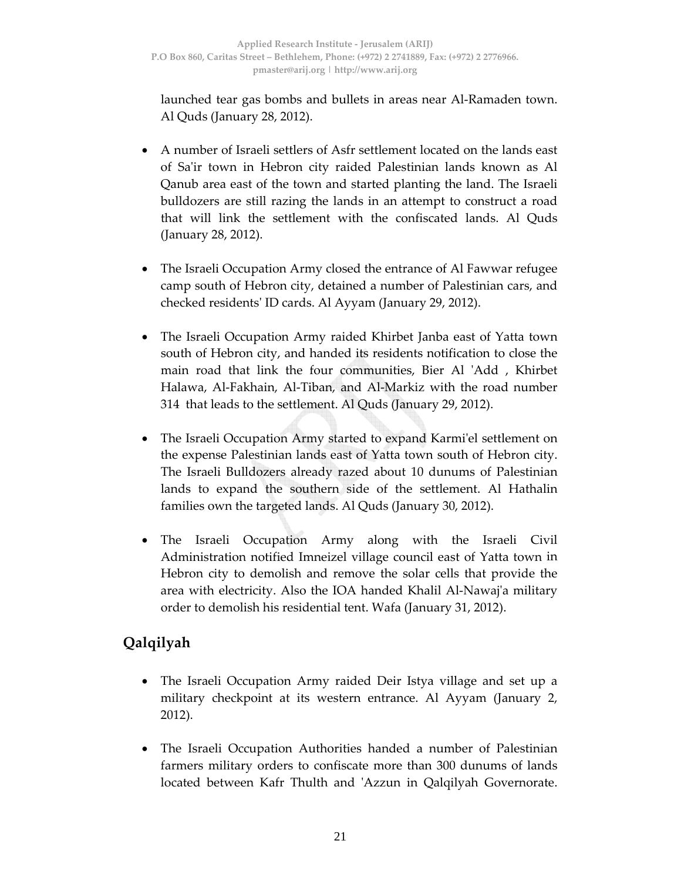launched tear gas bombs and bullets in areas near Al-Ramaden town. Al Quds (January 28, 2012).

- A number of Israeli settlers of Asfr settlement located on the lands east of Sa'ir town in Hebron city raided Palestinian lands known as Al Qanub area east of the town and started planting the land. The Israeli bulldozers are still razing the lands in an attempt to construct a road that will link the settlement with the confiscated lands. Al Quds (January 28, 2012).

- The Israeli Occupation Army closed the entrance of Al Fawwar refugee camp south of Hebron city, detained a number of Palestinian cars, and checked residents' ID cards. Al Ayyam (January 29, 2012).

- The Israeli Occupation Army raided Khirbet Janba east of Yatta town south of Hebron city, and handed its residents notification to close the main road that link the four communities, Bier Al 'Add , Khirbet Halawa, Al-Fakhain, Al-Tiban, and Al-Markiz with the road number 314 that leads to the settlement. Al Quds (January 29, 2012).

- The Israeli Occupation Army started to expand Karmi'el settlement on the expense Palestinian lands east of Yatta town south of Hebron city. The Israeli Bulldozers already razed about 10 dunums of Palestinian lands to expand the southern side of the settlement. Al Hathalin families own the targeted lands. Al Quds (January 30, 2012).

- The Israeli Occupation Army along with the Israeli Civil Administration notified Imneizel village council east of Yatta town in Hebron city to demolish and remove the solar cells that provide the area with electricity. Also the IOA handed Khalil Al-Nawaj'a military order to demolish his residential tent. Wafa (January 31, 2012).

## Qalqilyah

- The Israeli Occupation Army raided Deir Istya village and set up a military checkpoint at its western entrance. Al Ayyam (January 2, 2012).

- The Israeli Occupation Authorities handed a number of Palestinian farmers military orders to confiscate more than 300 dunums of lands located between Kafr Thulth and 'Azzun in Qalqilyah Governorate.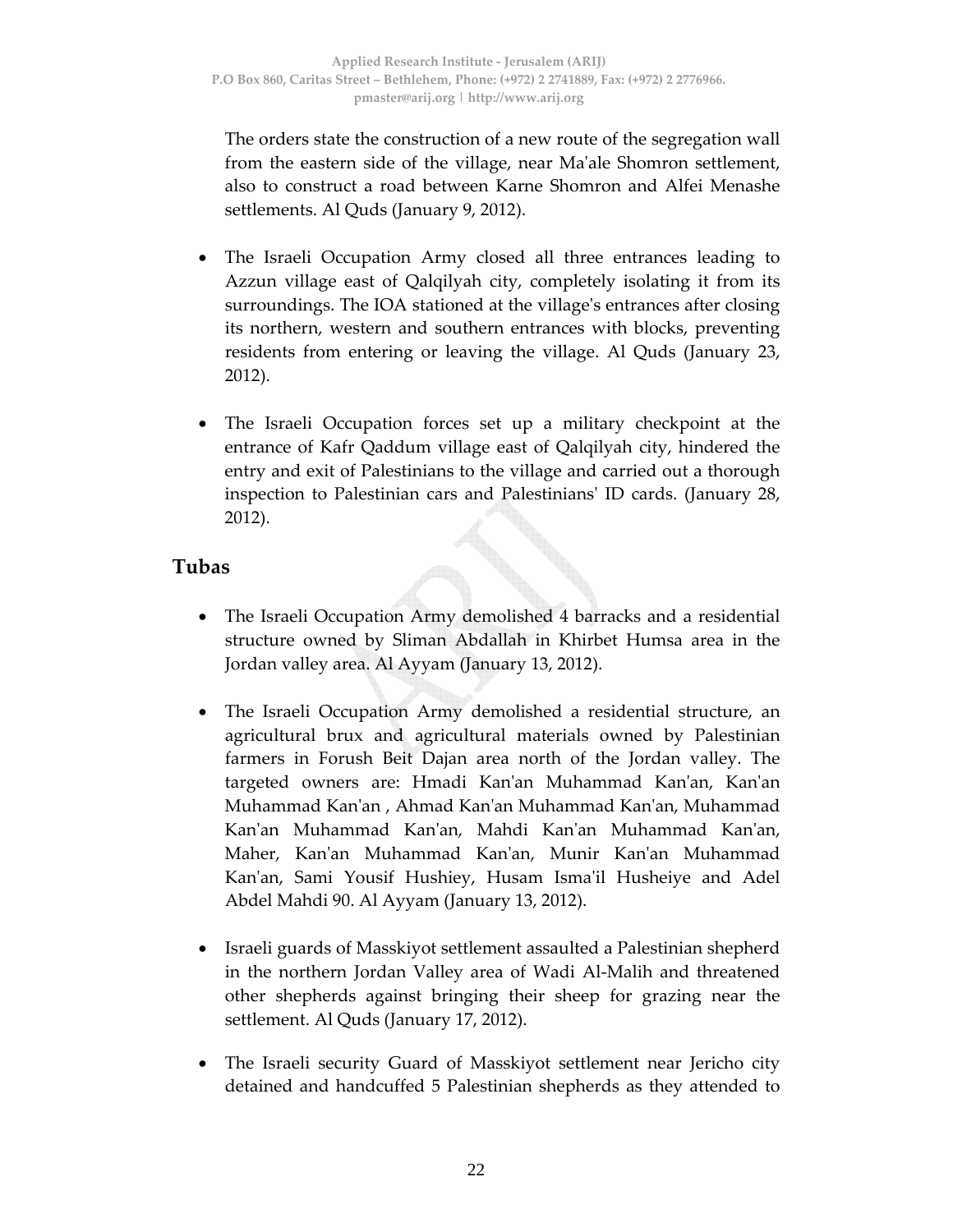The orders state the construction of a new route of the segregation wall from the eastern side of the village, near Ma'ale Shomron settlement, also to construct a road between Karne Shomron and Alfei Menashe settlements. Al Quds (January 9, 2012).

- The Israeli Occupation Army closed all three entrances leading to Azzun village east of Qalqilyah city, completely isolating it from its surroundings. The IOA stationed at the village's entrances after closing its northern, western and southern entrances with blocks, preventing residents from entering or leaving the village. Al Quds (January 23, 2012).
- The Israeli Occupation forces set up a military checkpoint at the entrance of Kafr Qaddum village east of Qalqilyah city, hindered the entry and exit of Palestinians to the village and carried out a thorough inspection to Palestinian cars and Palestinians' ID cards. (January 28, 2012).

## Tubas

- The Israeli Occupation Army demolished 4 barracks and a residential structure owned by Sliman Abdallah in Khirbet Humsa area in the Jordan valley area. Al Ayyam (January 13, 2012).
- The Israeli Occupation Army demolished a residential structure, an agricultural brux and agricultural materials owned by Palestinian farmers in Forush Beit Dajan area north of the Jordan valley. The targeted owners are: Hmadi Kan'an Muhammad Kan'an, Kan'an Muhammad Kan'an , Ahmad Kan'an Muhammad Kan'an, Muhammad Kan'an Muhammad Kan'an, Mahdi Kan'an Muhammad Kan'an, Maher, Kan'an Muhammad Kan'an, Munir Kan'an Muhammad Kan'an, Sami Yousif Hushiey, Husam Isma'il Husheiye and Adel Abdel Mahdi 90. Al Ayyam (January 13, 2012).
- Israeli guards of Masskiyot settlement assaulted a Palestinian shepherd in the northern Jordan Valley area of Wadi Al-Malih and threatened other shepherds against bringing their sheep for grazing near the settlement. Al Quds (January 17, 2012).
- The Israeli security Guard of Masskiyot settlement near Jericho city detained and handcuffed 5 Palestinian shepherds as they attended to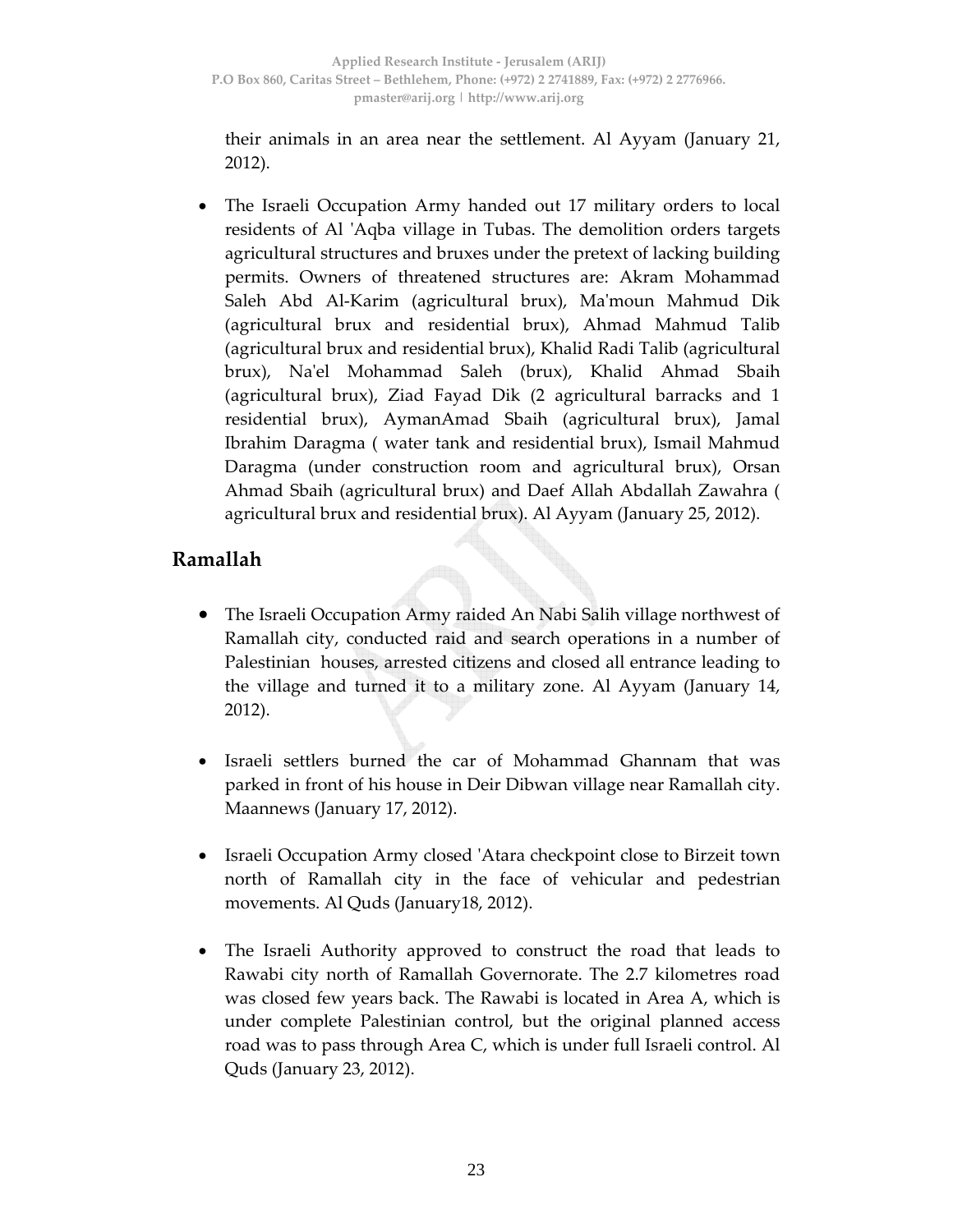their animals in an area near the settlement. Al Ayyam (January 21, 2012).

- The Israeli Occupation Army handed out 17 military orders to local residents of Al 'Aqba village in Tubas. The demolition orders targets agricultural structures and bruxes under the pretext of lacking building permits. Owners of threatened structures are: Akram Mohammad Saleh Abd Al-Karim (agricultural brux), Ma'moun Mahmud Dik (agricultural brux and residential brux), Ahmad Mahmud Talib (agricultural brux and residential brux), Khalid Radi Talib (agricultural brux), Na'el Mohammad Saleh (brux), Khalid Ahmad Sbaih (agricultural brux), Ziad Fayad Dik (2 agricultural barracks and 1 residential brux), AymanAmad Sbaih (agricultural brux), Jamal Ibrahim Daragma ( water tank and residential brux), Ismail Mahmud Daragma (under construction room and agricultural brux), Orsan Ahmad Sbaih (agricultural brux) and Daef Allah Abdallah Zawahra ( agricultural brux and residential brux). Al Ayyam (January 25, 2012).

## Ramallah

- The Israeli Occupation Army raided An Nabi Salih village northwest of Ramallah city, conducted raid and search operations in a number of Palestinian houses, arrested citizens and closed all entrance leading to the village and turned it to a military zone. Al Ayyam (January 14, 2012).

- Israeli settlers burned the car of Mohammad Ghannam that was parked in front of his house in Deir Dibwan village near Ramallah city. Maannews (January 17, 2012).

- Israeli Occupation Army closed 'Atara checkpoint close to Birzeit town north of Ramallah city in the face of vehicular and pedestrian movements. Al Quds (January18, 2012).

- The Israeli Authority approved to construct the road that leads to Rawabi city north of Ramallah Governorate. The 2.7 kilometres road was closed few years back. The Rawabi is located in Area A, which is under complete Palestinian control, but the original planned access road was to pass through Area C, which is under full Israeli control. Al Quds (January 23, 2012).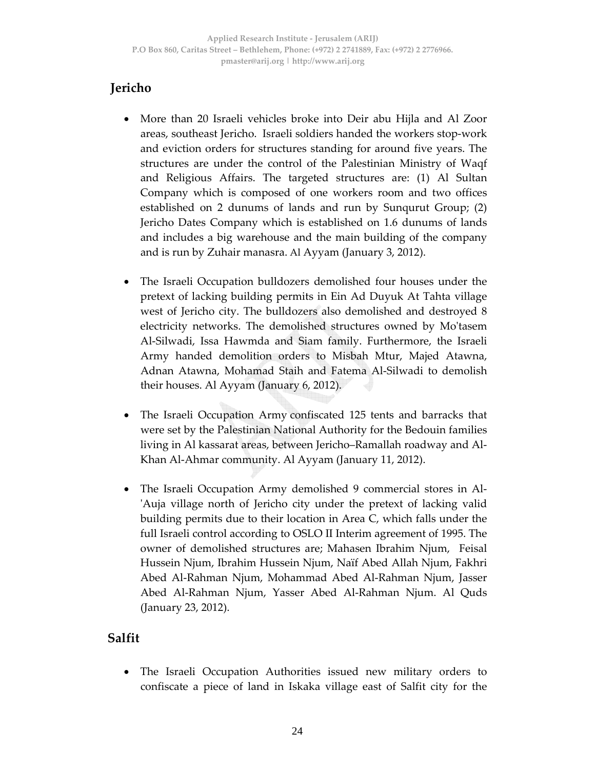## Jericho

- More than 20 Israeli vehicles broke into Deir abu Hijla and Al Zoor areas, southeast Jericho. Israeli soldiers handed the workers stop-work and eviction orders for structures standing for around five years. The structures are under the control of the Palestinian Ministry of Waqf and Religious Affairs. The targeted structures are: (1) Al Sultan Company which is composed of one workers room and two offices established on 2 dunums of lands and run by Sunqurut Group; (2) Jericho Dates Company which is established on 1.6 dunums of lands and includes a big warehouse and the main building of the company and is run by Zuhair manasra. Al Ayyam (January 3, 2012).

- The Israeli Occupation bulldozers demolished four houses under the pretext of lacking building permits in Ein Ad Duyuk At Tahta village west of Jericho city. The bulldozers also demolished and destroyed 8 electricity networks. The demolished structures owned by Mo'tasem Al-Silwadi, Issa Hawmda and Siam family. Furthermore, the Israeli Army handed demolition orders to Misbah Mtur, Majed Atawna, Adnan Atawna, Mohamad Staih and Fatema Al-Silwadi to demolish their houses. Al Ayyam (January 6, 2012).

- The Israeli Occupation Army confiscated 125 tents and barracks that were set by the Palestinian National Authority for the Bedouin families living in Al kassarat areas, between Jericho–Ramallah roadway and Al-Khan Al-Ahmar community. Al Ayyam (January 11, 2012).

- The Israeli Occupation Army demolished 9 commercial stores in Al-'Auja village north of Jericho city under the pretext of lacking valid building permits due to their location in Area C, which falls under the full Israeli control according to OSLO II Interim agreement of 1995. The owner of demolished structures are; Mahasen Ibrahim Njum, Feisal Hussein Njum, Ibrahim Hussein Njum, Naïf Abed Allah Njum, Fakhri Abed Al-Rahman Njum, Mohammad Abed Al-Rahman Njum, Jasser Abed Al-Rahman Njum, Yasser Abed Al-Rahman Njum. Al Quds (January 23, 2012).

## Salfit

- The Israeli Occupation Authorities issued new military orders to confiscate a piece of land in Iskaka village east of Salfit city for the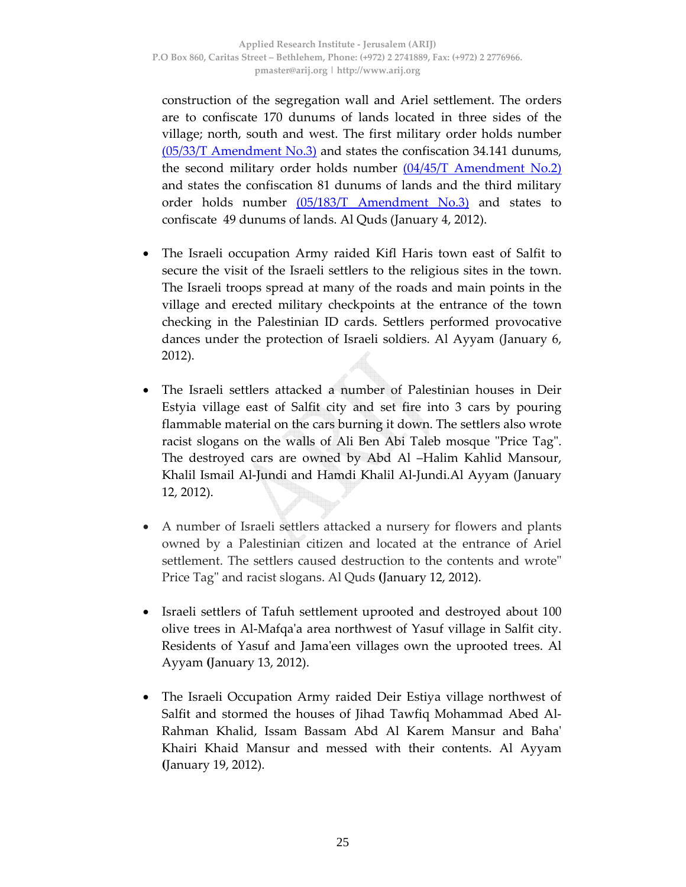construction of the segregation wall and Ariel settlement. The orders are to confiscate 170 dunums of lands located in three sides of the village; north, south and west. The first military order holds number (05/33/T Amendment No.3) and states the confiscation 34.141 dunums, the second military order holds number (04/45/T Amendment No.2) and states the confiscation 81 dunums of lands and the third military order holds number (05/183/T Amendment No.3) and states to confiscate 49 dunums of lands. Al Quds (January 4, 2012).

- The Israeli occupation Army raided Kifl Haris town east of Salfit to secure the visit of the Israeli settlers to the religious sites in the town. The Israeli troops spread at many of the roads and main points in the village and erected military checkpoints at the entrance of the town checking in the Palestinian ID cards. Settlers performed provocative dances under the protection of Israeli soldiers. Al Ayyam (January 6, 2012).

- The Israeli settlers attacked a number of Palestinian houses in Deir Estyia village east of Salfit city and set fire into 3 cars by pouring flammable material on the cars burning it down. The settlers also wrote racist slogans on the walls of Ali Ben Abi Taleb mosque "Price Tag". The destroyed cars are owned by Abd Al –Halim Kahlid Mansour, Khalil Ismail Al-Jundi and Hamdi Khalil Al-Jundi.Al Ayyam (January 12, 2012).

- A number of Israeli settlers attacked a nursery for flowers and plants owned by a Palestinian citizen and located at the entrance of Ariel settlement. The settlers caused destruction to the contents and wrote" Price Tag" and racist slogans. Al Quds **(**January 12, 2012).

- Israeli settlers of Tafuh settlement uprooted and destroyed about 100 olive trees in Al-Mafqa'a area northwest of Yasuf village in Salfit city. Residents of Yasuf and Jama'een villages own the uprooted trees. Al Ayyam **(**January 13, 2012).

- The Israeli Occupation Army raided Deir Estiya village northwest of Salfit and stormed the houses of Jihad Tawfiq Mohammad Abed Al-Rahman Khalid, Issam Bassam Abd Al Karem Mansur and Baha' Khairi Khaid Mansur and messed with their contents. Al Ayyam **(**January 19, 2012).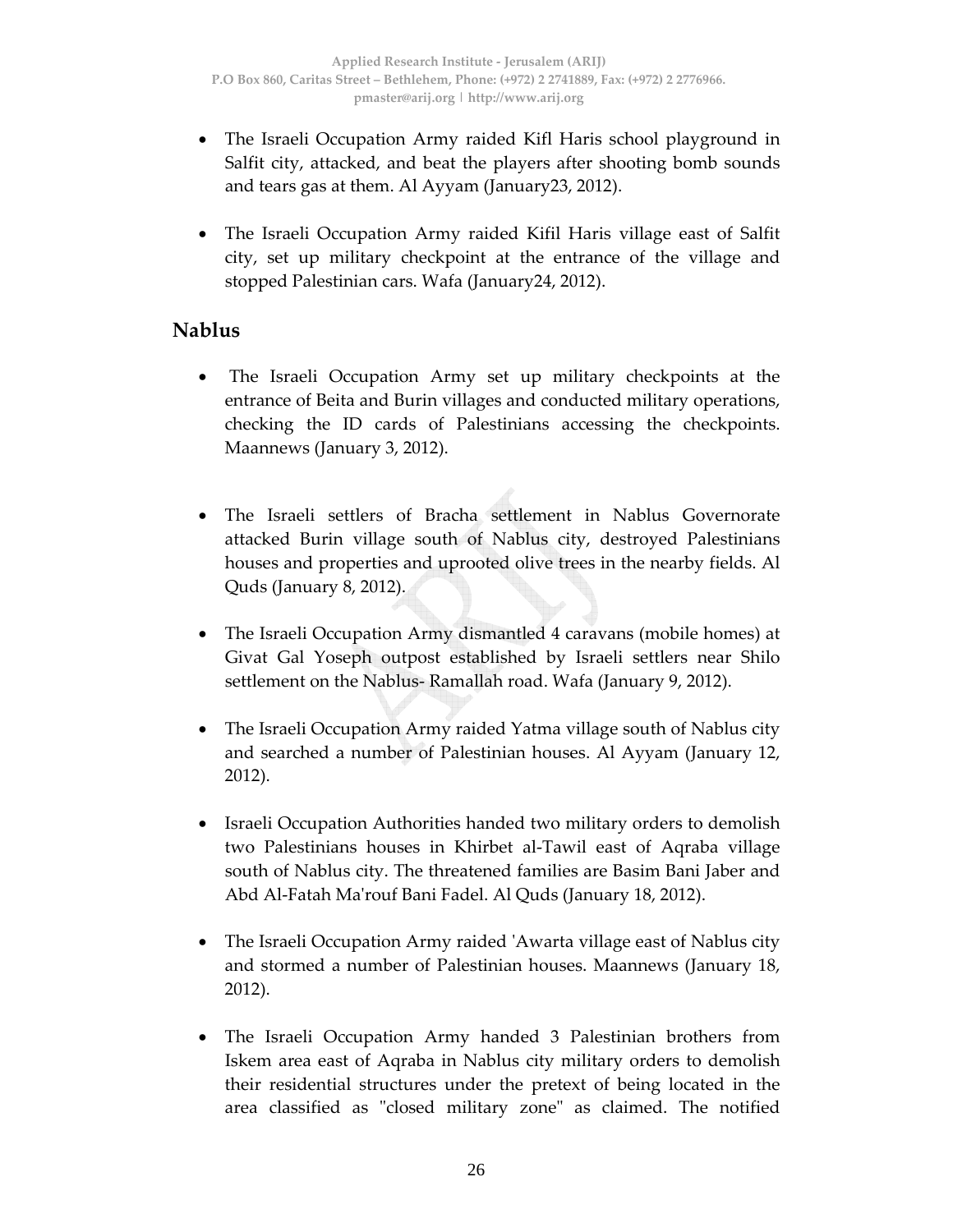- The Israeli Occupation Army raided Kifl Haris school playground in Salfit city, attacked, and beat the players after shooting bomb sounds and tears gas at them. Al Ayyam (January23, 2012).

- The Israeli Occupation Army raided Kifil Haris village east of Salfit city, set up military checkpoint at the entrance of the village and stopped Palestinian cars. Wafa (January24, 2012).

## Nablus

- The Israeli Occupation Army set up military checkpoints at the entrance of Beita and Burin villages and conducted military operations, checking the ID cards of Palestinians accessing the checkpoints. Maannews (January 3, 2012).

- The Israeli settlers of Bracha settlement in Nablus Governorate attacked Burin village south of Nablus city, destroyed Palestinians houses and properties and uprooted olive trees in the nearby fields. Al Quds (January 8, 2012).

- The Israeli Occupation Army dismantled 4 caravans (mobile homes) at Givat Gal Yoseph outpost established by Israeli settlers near Shilo settlement on the Nablus- Ramallah road. Wafa (January 9, 2012).

- The Israeli Occupation Army raided Yatma village south of Nablus city and searched a number of Palestinian houses. Al Ayyam (January 12, 2012).

- Israeli Occupation Authorities handed two military orders to demolish two Palestinians houses in Khirbet al-Tawil east of Aqraba village south of Nablus city. The threatened families are Basim Bani Jaber and Abd Al-Fatah Ma'rouf Bani Fadel. Al Quds (January 18, 2012).

- The Israeli Occupation Army raided 'Awarta village east of Nablus city and stormed a number of Palestinian houses. Maannews (January 18, 2012).

- The Israeli Occupation Army handed 3 Palestinian brothers from Iskem area east of Aqraba in Nablus city military orders to demolish their residential structures under the pretext of being located in the area classified as "closed military zone" as claimed. The notified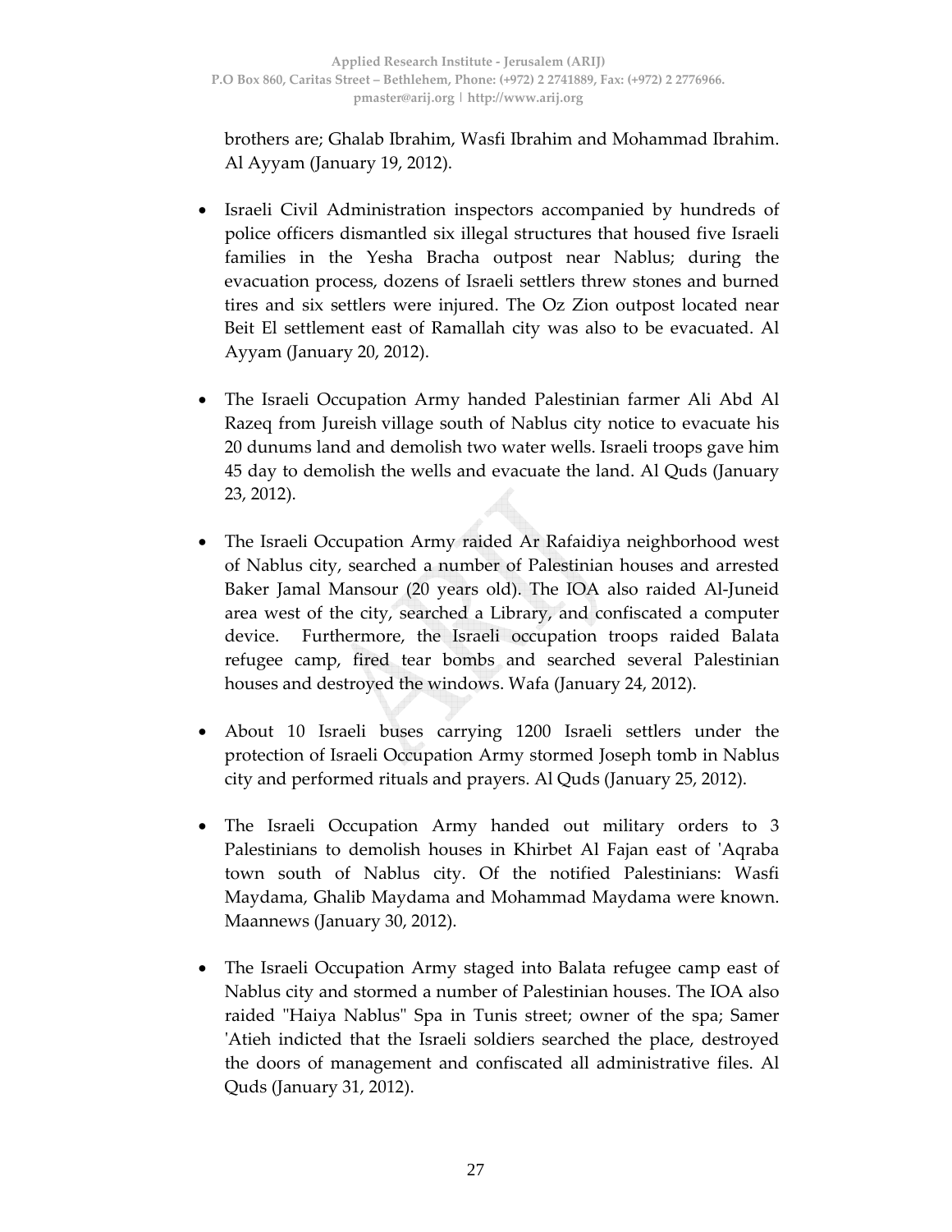brothers are; Ghalab Ibrahim, Wasfi Ibrahim and Mohammad Ibrahim. Al Ayyam (January 19, 2012).

- Israeli Civil Administration inspectors accompanied by hundreds of police officers dismantled six illegal structures that housed five Israeli families in the Yesha Bracha outpost near Nablus; during the evacuation process, dozens of Israeli settlers threw stones and burned tires and six settlers were injured. The Oz Zion outpost located near Beit El settlement east of Ramallah city was also to be evacuated. Al Ayyam (January 20, 2012).

- The Israeli Occupation Army handed Palestinian farmer Ali Abd Al Razeq from Jureish village south of Nablus city notice to evacuate his 20 dunums land and demolish two water wells. Israeli troops gave him 45 day to demolish the wells and evacuate the land. Al Quds (January 23, 2012).

- The Israeli Occupation Army raided Ar Rafaidiya neighborhood west of Nablus city, searched a number of Palestinian houses and arrested Baker Jamal Mansour (20 years old). The IOA also raided Al-Juneid area west of the city, searched a Library, and confiscated a computer device. Furthermore, the Israeli occupation troops raided Balata refugee camp, fired tear bombs and searched several Palestinian houses and destroyed the windows. Wafa (January 24, 2012).

- About 10 Israeli buses carrying 1200 Israeli settlers under the protection of Israeli Occupation Army stormed Joseph tomb in Nablus city and performed rituals and prayers. Al Quds (January 25, 2012).

- The Israeli Occupation Army handed out military orders to 3 Palestinians to demolish houses in Khirbet Al Fajan east of 'Aqraba town south of Nablus city. Of the notified Palestinians: Wasfi Maydama, Ghalib Maydama and Mohammad Maydama were known. Maannews (January 30, 2012).

- The Israeli Occupation Army staged into Balata refugee camp east of Nablus city and stormed a number of Palestinian houses. The IOA also raided "Haiya Nablus" Spa in Tunis street; owner of the spa; Samer 'Atieh indicted that the Israeli soldiers searched the place, destroyed the doors of management and confiscated all administrative files. Al Quds (January 31, 2012).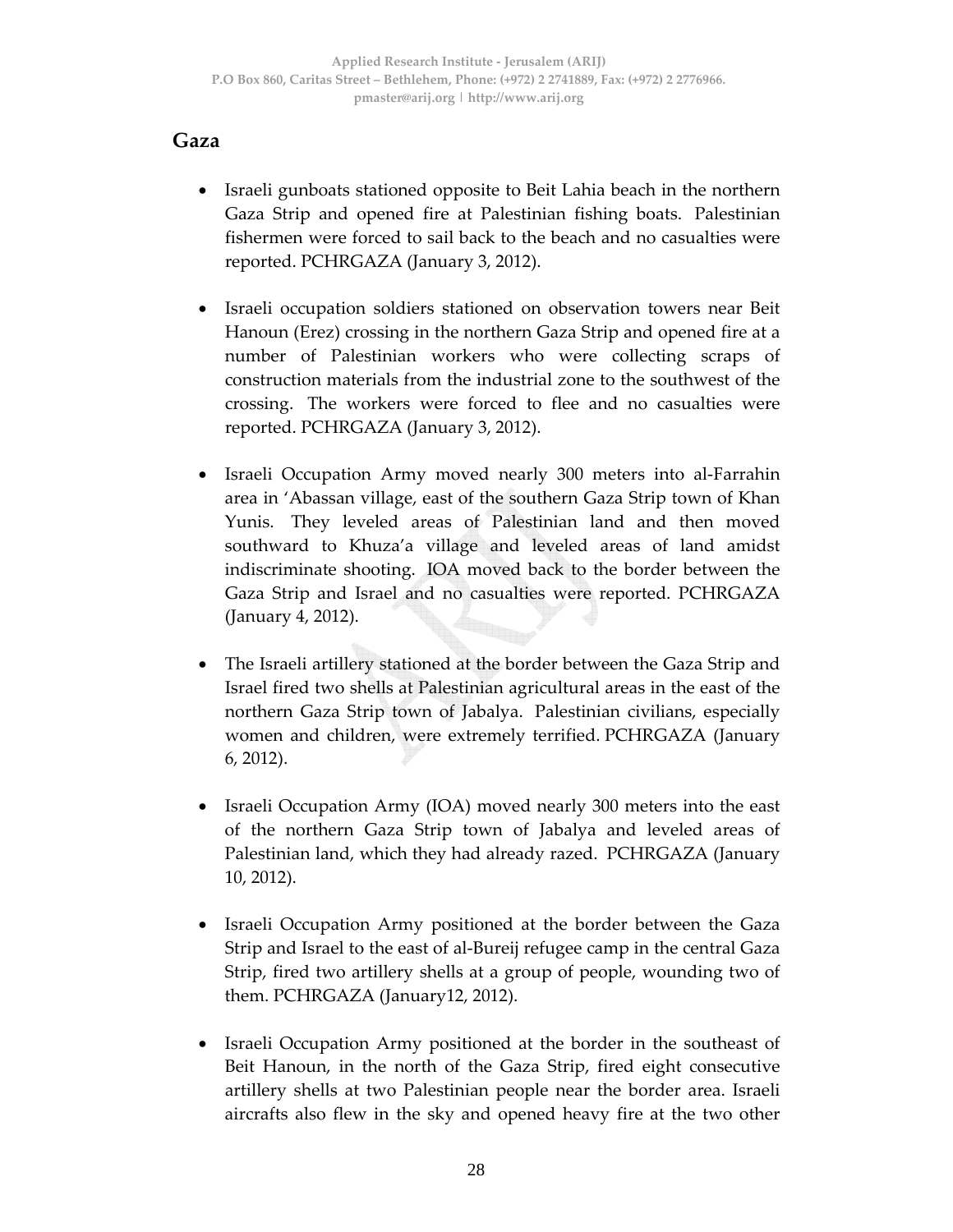## Gaza

- Israeli gunboats stationed opposite to Beit Lahia beach in the northern Gaza Strip and opened fire at Palestinian fishing boats. Palestinian fishermen were forced to sail back to the beach and no casualties were reported. PCHRGAZA (January 3, 2012).

- Israeli occupation soldiers stationed on observation towers near Beit Hanoun (Erez) crossing in the northern Gaza Strip and opened fire at a number of Palestinian workers who were collecting scraps of construction materials from the industrial zone to the southwest of the crossing. The workers were forced to flee and no casualties were reported. PCHRGAZA (January 3, 2012).

- Israeli Occupation Army moved nearly 300 meters into al-Farrahin area in 'Abassan village, east of the southern Gaza Strip town of Khan Yunis. They leveled areas of Palestinian land and then moved southward to Khuza'a village and leveled areas of land amidst indiscriminate shooting. IOA moved back to the border between the Gaza Strip and Israel and no casualties were reported. PCHRGAZA (January 4, 2012).

- The Israeli artillery stationed at the border between the Gaza Strip and Israel fired two shells at Palestinian agricultural areas in the east of the northern Gaza Strip town of Jabalya. Palestinian civilians, especially women and children, were extremely terrified. PCHRGAZA (January 6, 2012).

- Israeli Occupation Army (IOA) moved nearly 300 meters into the east of the northern Gaza Strip town of Jabalya and leveled areas of Palestinian land, which they had already razed. PCHRGAZA (January 10, 2012).

- Israeli Occupation Army positioned at the border between the Gaza Strip and Israel to the east of al-Bureij refugee camp in the central Gaza Strip, fired two artillery shells at a group of people, wounding two of them. PCHRGAZA (January12, 2012).

- Israeli Occupation Army positioned at the border in the southeast of Beit Hanoun, in the north of the Gaza Strip, fired eight consecutive artillery shells at two Palestinian people near the border area. Israeli aircrafts also flew in the sky and opened heavy fire at the two other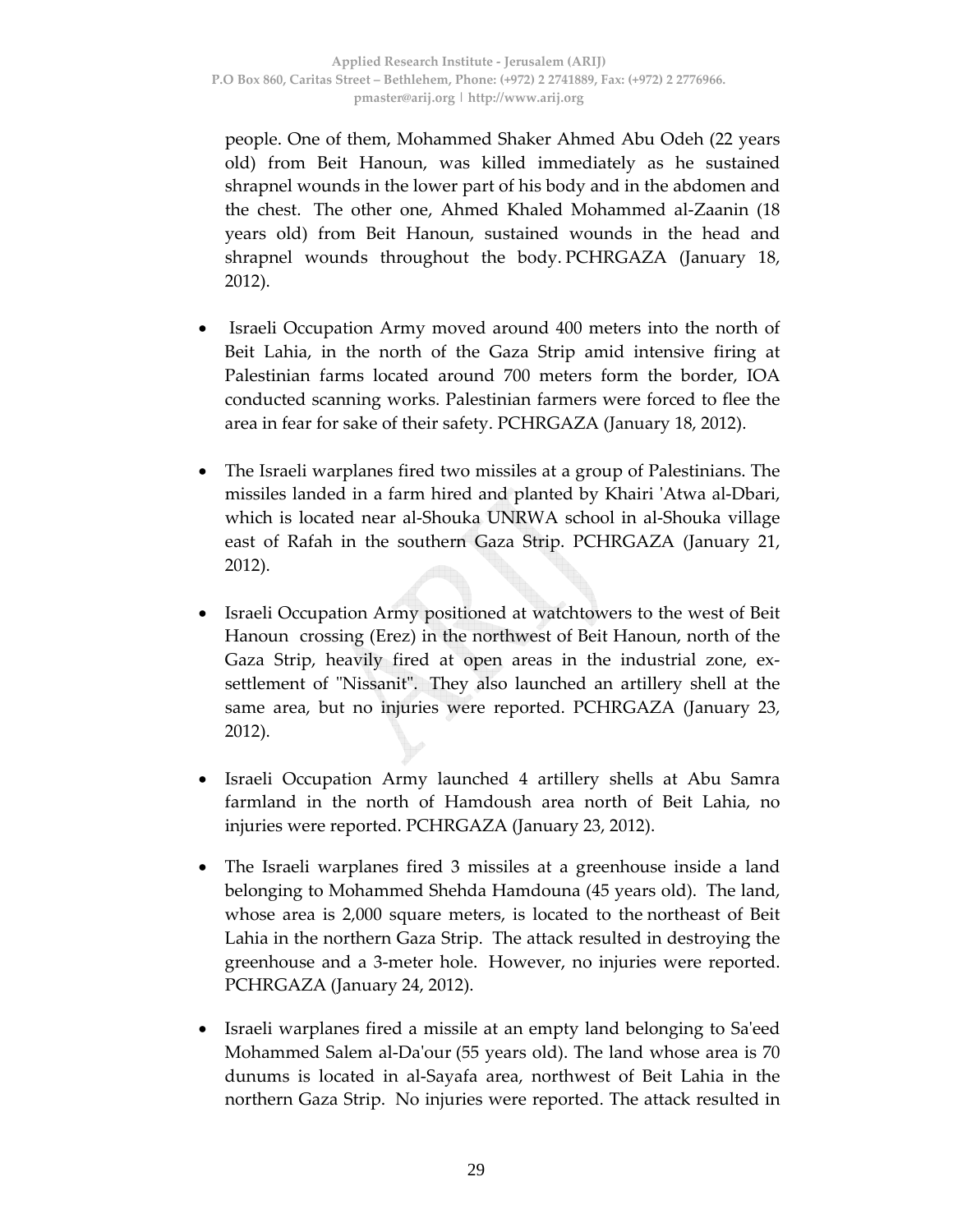people. One of them, Mohammed Shaker Ahmed Abu Odeh (22 years old) from Beit Hanoun, was killed immediately as he sustained shrapnel wounds in the lower part of his body and in the abdomen and the chest. The other one, Ahmed Khaled Mohammed al-Zaanin (18 years old) from Beit Hanoun, sustained wounds in the head and shrapnel wounds throughout the body. PCHRGAZA (January 18, 2012).

- Israeli Occupation Army moved around 400 meters into the north of Beit Lahia, in the north of the Gaza Strip amid intensive firing at Palestinian farms located around 700 meters form the border, IOA conducted scanning works. Palestinian farmers were forced to flee the area in fear for sake of their safety. PCHRGAZA (January 18, 2012).

- The Israeli warplanes fired two missiles at a group of Palestinians. The missiles landed in a farm hired and planted by Khairi 'Atwa al-Dbari, which is located near al-Shouka UNRWA school in al-Shouka village east of Rafah in the southern Gaza Strip. PCHRGAZA (January 21, 2012).

- Israeli Occupation Army positioned at watchtowers to the west of Beit Hanoun crossing (Erez) in the northwest of Beit Hanoun, north of the Gaza Strip, heavily fired at open areas in the industrial zone, ex-settlement of "Nissanit". They also launched an artillery shell at the same area, but no injuries were reported. PCHRGAZA (January 23, 2012).

- Israeli Occupation Army launched 4 artillery shells at Abu Samra farmland in the north of Hamdoush area north of Beit Lahia, no injuries were reported. PCHRGAZA (January 23, 2012).

- The Israeli warplanes fired 3 missiles at a greenhouse inside a land belonging to Mohammed Shehda Hamdouna (45 years old). The land, whose area is 2,000 square meters, is located to the northeast of Beit Lahia in the northern Gaza Strip. The attack resulted in destroying the greenhouse and a 3-meter hole. However, no injuries were reported. PCHRGAZA (January 24, 2012).

- Israeli warplanes fired a missile at an empty land belonging to Sa'eed Mohammed Salem al-Da'our (55 years old). The land whose area is 70 dunums is located in al-Sayafa area, northwest of Beit Lahia in the northern Gaza Strip. No injuries were reported. The attack resulted in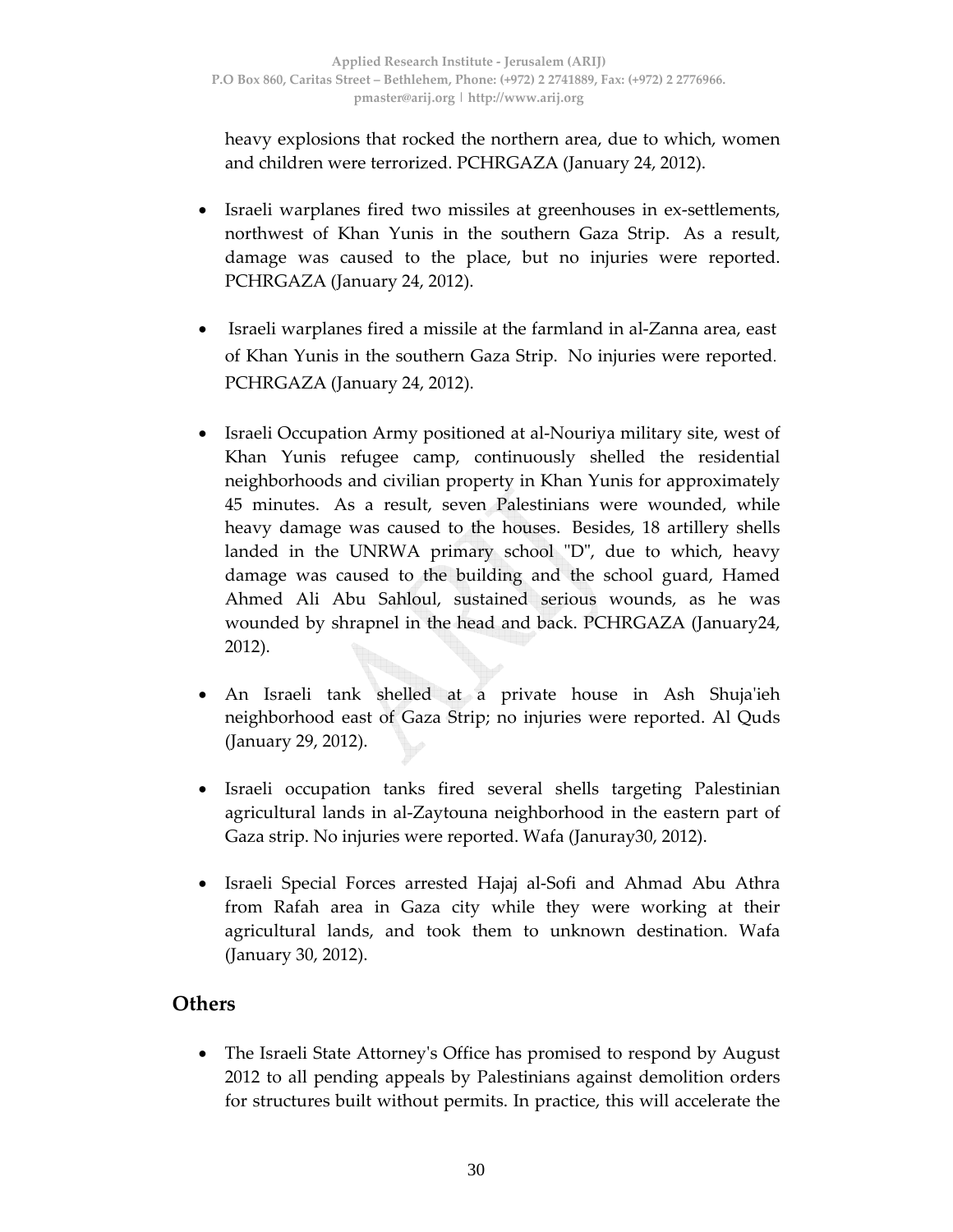heavy explosions that rocked the northern area, due to which, women and children were terrorized. PCHRGAZA (January 24, 2012).

- Israeli warplanes fired two missiles at greenhouses in ex-settlements, northwest of Khan Yunis in the southern Gaza Strip. As a result, damage was caused to the place, but no injuries were reported. PCHRGAZA (January 24, 2012).

- Israeli warplanes fired a missile at the farmland in al-Zanna area, east of Khan Yunis in the southern Gaza Strip. No injuries were reported. PCHRGAZA (January 24, 2012).

- Israeli Occupation Army positioned at al-Nouriya military site, west of Khan Yunis refugee camp, continuously shelled the residential neighborhoods and civilian property in Khan Yunis for approximately 45 minutes. As a result, seven Palestinians were wounded, while heavy damage was caused to the houses. Besides, 18 artillery shells landed in the UNRWA primary school "D", due to which, heavy damage was caused to the building and the school guard, Hamed Ahmed Ali Abu Sahloul, sustained serious wounds, as he was wounded by shrapnel in the head and back. PCHRGAZA (January24, 2012).

- An Israeli tank shelled at a private house in Ash Shuja'ieh neighborhood east of Gaza Strip; no injuries were reported. Al Quds (January 29, 2012).

- Israeli occupation tanks fired several shells targeting Palestinian agricultural lands in al-Zaytouna neighborhood in the eastern part of Gaza strip. No injuries were reported. Wafa (Januray30, 2012).

- Israeli Special Forces arrested Hajaj al-Sofi and Ahmad Abu Athra from Rafah area in Gaza city while they were working at their agricultural lands, and took them to unknown destination. Wafa (January 30, 2012).

## Others

- The Israeli State Attorney's Office has promised to respond by August 2012 to all pending appeals by Palestinians against demolition orders for structures built without permits. In practice, this will accelerate the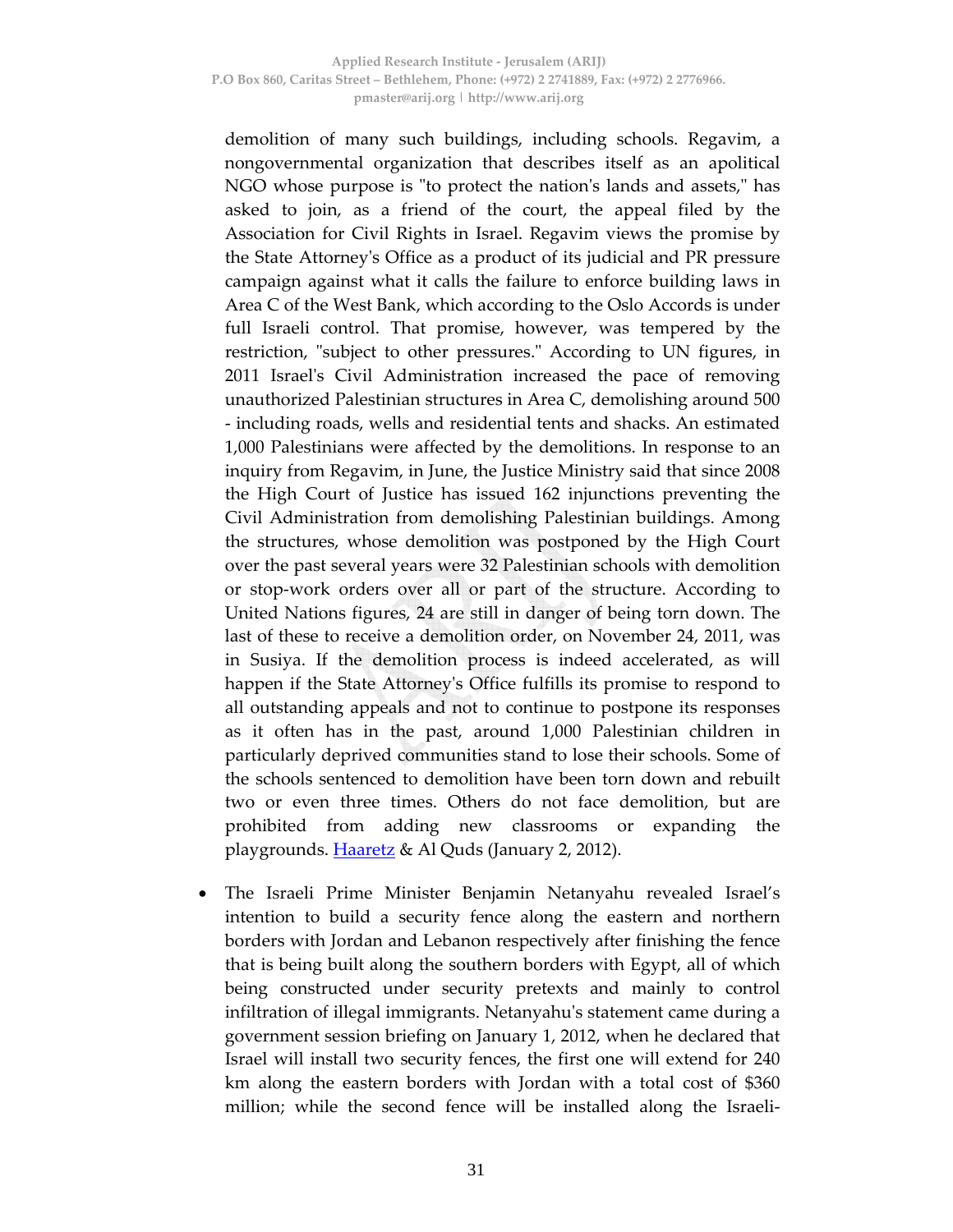demolition of many such buildings, including schools. Regavim, a nongovernmental organization that describes itself as an apolitical NGO whose purpose is "to protect the nation's lands and assets," has asked to join, as a friend of the court, the appeal filed by the Association for Civil Rights in Israel. Regavim views the promise by the State Attorney's Office as a product of its judicial and PR pressure campaign against what it calls the failure to enforce building laws in Area C of the West Bank, which according to the Oslo Accords is under full Israeli control. That promise, however, was tempered by the restriction, "subject to other pressures." According to UN figures, in 2011 Israel's Civil Administration increased the pace of removing unauthorized Palestinian structures in Area C, demolishing around 500 - including roads, wells and residential tents and shacks. An estimated 1,000 Palestinians were affected by the demolitions. In response to an inquiry from Regavim, in June, the Justice Ministry said that since 2008 the High Court of Justice has issued 162 injunctions preventing the Civil Administration from demolishing Palestinian buildings. Among the structures, whose demolition was postponed by the High Court over the past several years were 32 Palestinian schools with demolition or stop-work orders over all or part of the structure. According to United Nations figures, 24 are still in danger of being torn down. The last of these to receive a demolition order, on November 24, 2011, was in Susiya. If the demolition process is indeed accelerated, as will happen if the State Attorney's Office fulfills its promise to respond to all outstanding appeals and not to continue to postpone its responses as it often has in the past, around 1,000 Palestinian children in particularly deprived communities stand to lose their schools. Some of the schools sentenced to demolition have been torn down and rebuilt two or even three times. Others do not face demolition, but are prohibited from adding new classrooms or expanding the playgrounds. Haaretz & Al Quds (January 2, 2012).

- The Israeli Prime Minister Benjamin Netanyahu revealed Israel's intention to build a security fence along the eastern and northern borders with Jordan and Lebanon respectively after finishing the fence that is being built along the southern borders with Egypt, all of which being constructed under security pretexts and mainly to control infiltration of illegal immigrants. Netanyahu's statement came during a government session briefing on January 1, 2012, when he declared that Israel will install two security fences, the first one will extend for 240 km along the eastern borders with Jordan with a total cost of $360 million; while the second fence will be installed along the Israeli-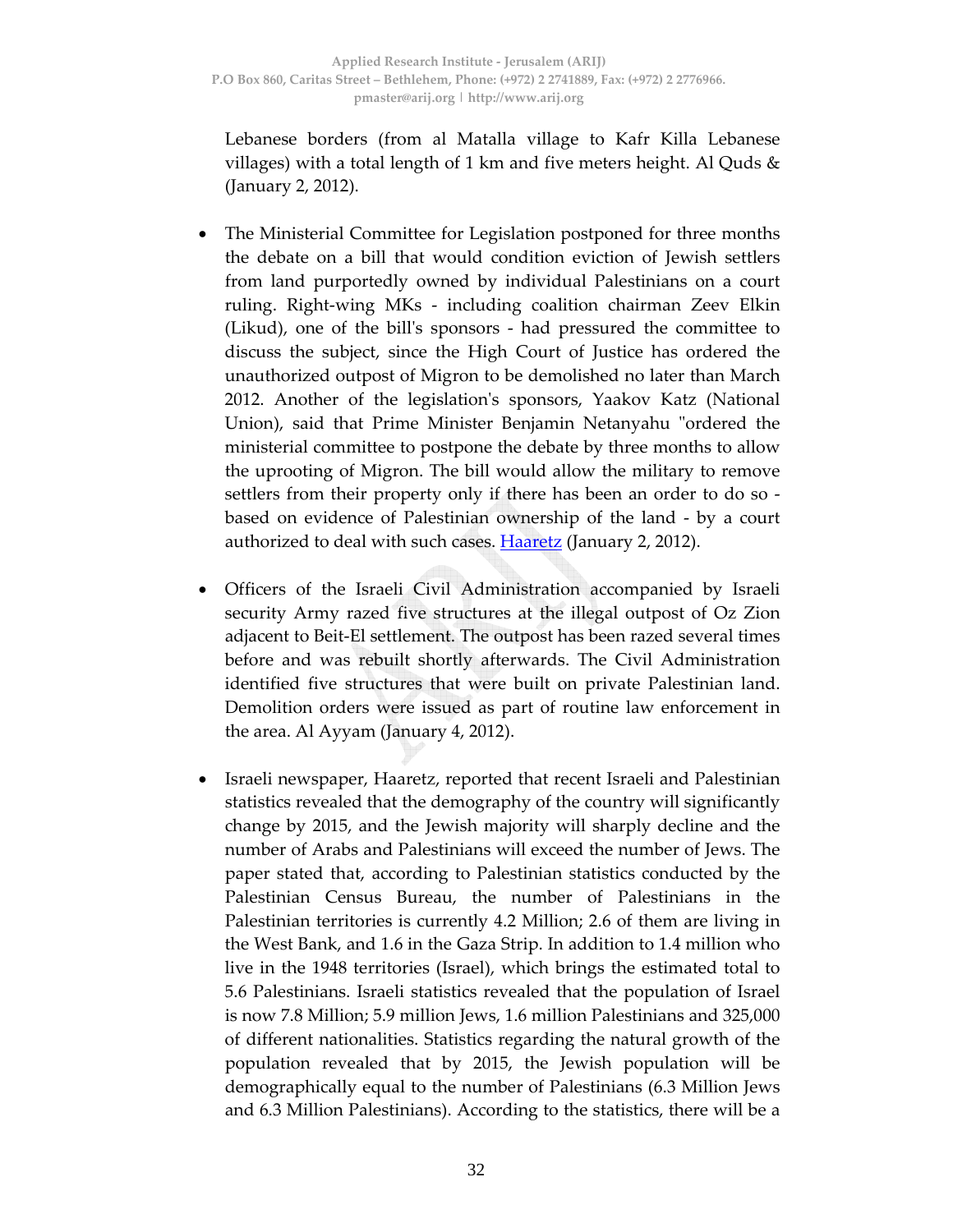Lebanese borders (from al Matalla village to Kafr Killa Lebanese villages) with a total length of 1 km and five meters height. Al Quds & (January 2, 2012).

- The Ministerial Committee for Legislation postponed for three months the debate on a bill that would condition eviction of Jewish settlers from land purportedly owned by individual Palestinians on a court ruling. Right-wing MKs - including coalition chairman Zeev Elkin (Likud), one of the bill's sponsors - had pressured the committee to discuss the subject, since the High Court of Justice has ordered the unauthorized outpost of Migron to be demolished no later than March 2012. Another of the legislation's sponsors, Yaakov Katz (National Union), said that Prime Minister Benjamin Netanyahu "ordered the ministerial committee to postpone the debate by three months to allow the uprooting of Migron. The bill would allow the military to remove settlers from their property only if there has been an order to do so - based on evidence of Palestinian ownership of the land - by a court authorized to deal with such cases. Haaretz (January 2, 2012).

- Officers of the Israeli Civil Administration accompanied by Israeli security Army razed five structures at the illegal outpost of Oz Zion adjacent to Beit-El settlement. The outpost has been razed several times before and was rebuilt shortly afterwards. The Civil Administration identified five structures that were built on private Palestinian land. Demolition orders were issued as part of routine law enforcement in the area. Al Ayyam (January 4, 2012).

- Israeli newspaper, Haaretz, reported that recent Israeli and Palestinian statistics revealed that the demography of the country will significantly change by 2015, and the Jewish majority will sharply decline and the number of Arabs and Palestinians will exceed the number of Jews. The paper stated that, according to Palestinian statistics conducted by the Palestinian Census Bureau, the number of Palestinians in the Palestinian territories is currently 4.2 Million; 2.6 of them are living in the West Bank, and 1.6 in the Gaza Strip. In addition to 1.4 million who live in the 1948 territories (Israel), which brings the estimated total to 5.6 Palestinians. Israeli statistics revealed that the population of Israel is now 7.8 Million; 5.9 million Jews, 1.6 million Palestinians and 325,000 of different nationalities. Statistics regarding the natural growth of the population revealed that by 2015, the Jewish population will be demographically equal to the number of Palestinians (6.3 Million Jews and 6.3 Million Palestinians). According to the statistics, there will be a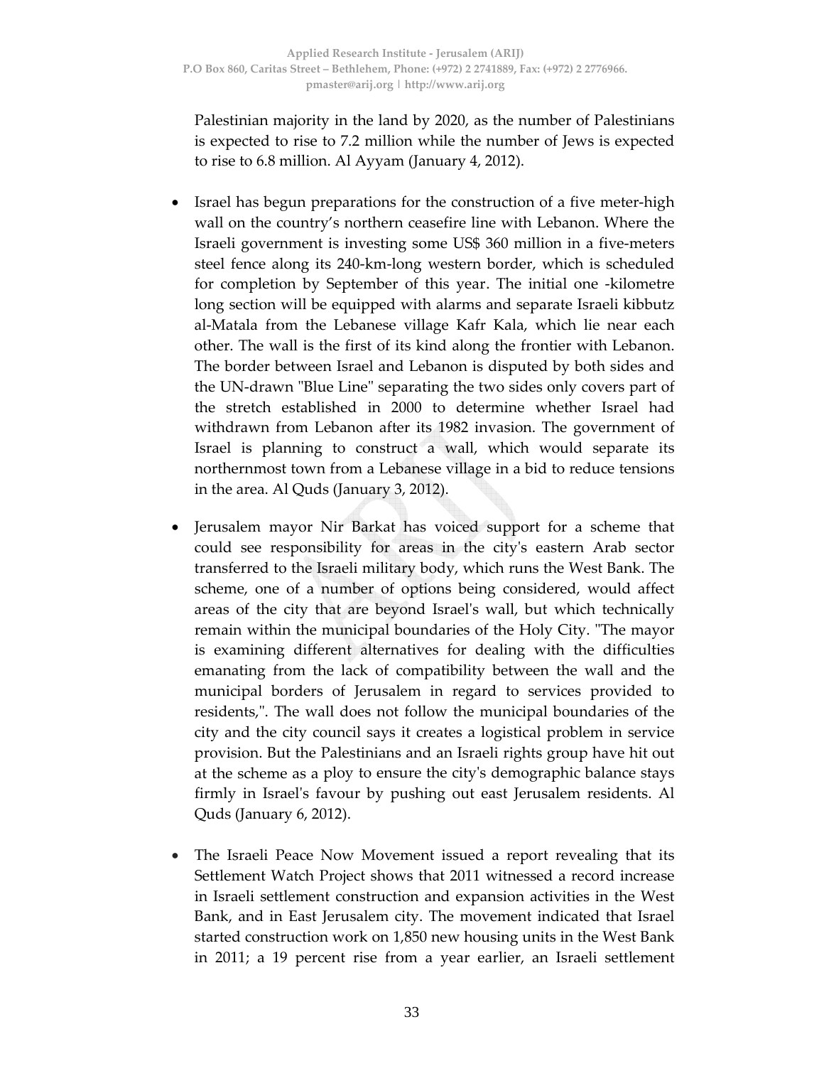Palestinian majority in the land by 2020, as the number of Palestinians is expected to rise to 7.2 million while the number of Jews is expected to rise to 6.8 million. Al Ayyam (January 4, 2012).

- Israel has begun preparations for the construction of a five meter-high wall on the country's northern ceasefire line with Lebanon. Where the Israeli government is investing some US$ 360 million in a five-meters steel fence along its 240-km-long western border, which is scheduled for completion by September of this year. The initial one -kilometre long section will be equipped with alarms and separate Israeli kibbutz al-Matala from the Lebanese village Kafr Kala, which lie near each other. The wall is the first of its kind along the frontier with Lebanon. The border between Israel and Lebanon is disputed by both sides and the UN-drawn "Blue Line" separating the two sides only covers part of the stretch established in 2000 to determine whether Israel had withdrawn from Lebanon after its 1982 invasion. The government of Israel is planning to construct a wall, which would separate its northernmost town from a Lebanese village in a bid to reduce tensions in the area. Al Quds (January 3, 2012).

- Jerusalem mayor Nir Barkat has voiced support for a scheme that could see responsibility for areas in the city's eastern Arab sector transferred to the Israeli military body, which runs the West Bank. The scheme, one of a number of options being considered, would affect areas of the city that are beyond Israel's wall, but which technically remain within the municipal boundaries of the Holy City. "The mayor is examining different alternatives for dealing with the difficulties emanating from the lack of compatibility between the wall and the municipal borders of Jerusalem in regard to services provided to residents,". The wall does not follow the municipal boundaries of the city and the city council says it creates a logistical problem in service provision. But the Palestinians and an Israeli rights group have hit out at the scheme as a ploy to ensure the city's demographic balance stays firmly in Israel's favour by pushing out east Jerusalem residents. Al Quds (January 6, 2012).

- The Israeli Peace Now Movement issued a report revealing that its Settlement Watch Project shows that 2011 witnessed a record increase in Israeli settlement construction and expansion activities in the West Bank, and in East Jerusalem city. The movement indicated that Israel started construction work on 1,850 new housing units in the West Bank in 2011; a 19 percent rise from a year earlier, an Israeli settlement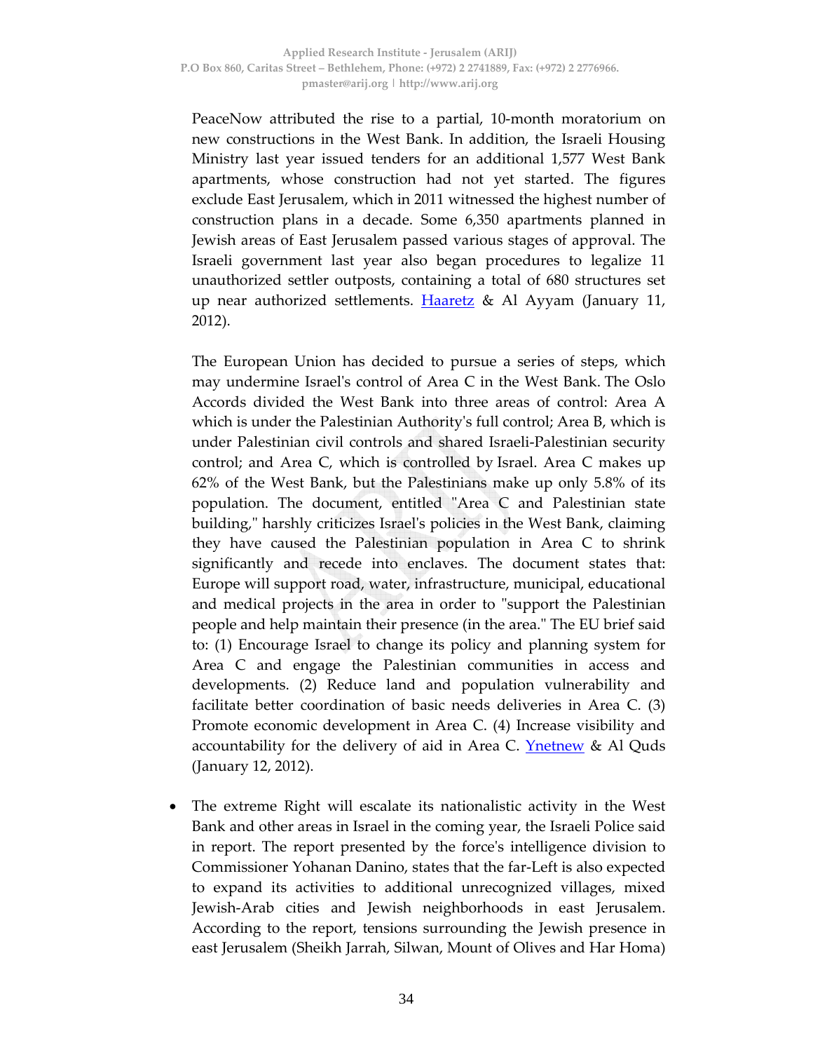PeaceNow attributed the rise to a partial, 10-month moratorium on new constructions in the West Bank. In addition, the Israeli Housing Ministry last year issued tenders for an additional 1,577 West Bank apartments, whose construction had not yet started. The figures exclude East Jerusalem, which in 2011 witnessed the highest number of construction plans in a decade. Some 6,350 apartments planned in Jewish areas of East Jerusalem passed various stages of approval. The Israeli government last year also began procedures to legalize 11 unauthorized settler outposts, containing a total of 680 structures set up near authorized settlements. Haaretz & Al Ayyam (January 11, 2012).

The European Union has decided to pursue a series of steps, which may undermine Israel's control of Area C in the West Bank. The Oslo Accords divided the West Bank into three areas of control: Area A which is under the Palestinian Authority's full control; Area B, which is under Palestinian civil controls and shared Israeli-Palestinian security control; and Area C, which is controlled by Israel. Area C makes up 62% of the West Bank, but the Palestinians make up only 5.8% of its population. The document, entitled "Area C and Palestinian state building," harshly criticizes Israel's policies in the West Bank, claiming they have caused the Palestinian population in Area C to shrink significantly and recede into enclaves. The document states that: Europe will support road, water, infrastructure, municipal, educational and medical projects in the area in order to "support the Palestinian people and help maintain their presence (in the area." The EU brief said to: (1) Encourage Israel to change its policy and planning system for Area C and engage the Palestinian communities in access and developments. (2) Reduce land and population vulnerability and facilitate better coordination of basic needs deliveries in Area C. (3) Promote economic development in Area C. (4) Increase visibility and accountability for the delivery of aid in Area C. Ynetnew & Al Quds (January 12, 2012).

- The extreme Right will escalate its nationalistic activity in the West Bank and other areas in Israel in the coming year, the Israeli Police said in report. The report presented by the force's intelligence division to Commissioner Yohanan Danino, states that the far-Left is also expected to expand its activities to additional unrecognized villages, mixed Jewish-Arab cities and Jewish neighborhoods in east Jerusalem. According to the report, tensions surrounding the Jewish presence in east Jerusalem (Sheikh Jarrah, Silwan, Mount of Olives and Har Homa)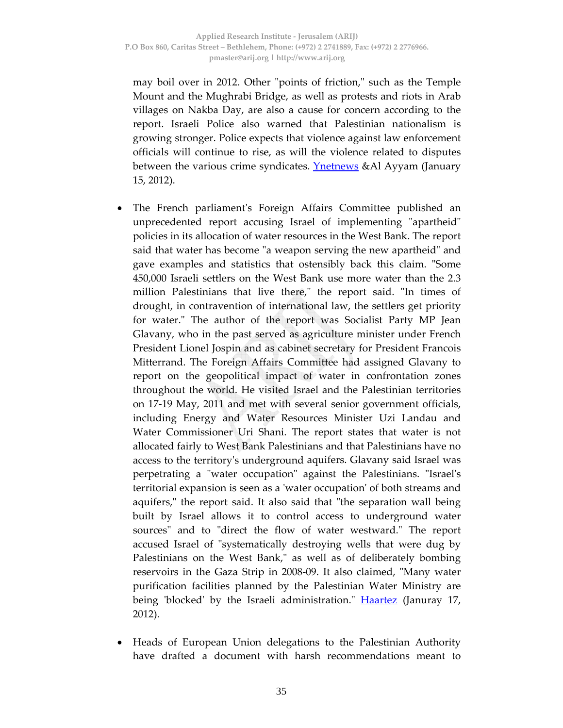may boil over in 2012. Other "points of friction," such as the Temple Mount and the Mughrabi Bridge, as well as protests and riots in Arab villages on Nakba Day, are also a cause for concern according to the report. Israeli Police also warned that Palestinian nationalism is growing stronger. Police expects that violence against law enforcement officials will continue to rise, as will the violence related to disputes between the various crime syndicates. Ynetnews &Al Ayyam (January 15, 2012).

- The French parliament's Foreign Affairs Committee published an unprecedented report accusing Israel of implementing "apartheid" policies in its allocation of water resources in the West Bank. The report said that water has become "a weapon serving the new apartheid" and gave examples and statistics that ostensibly back this claim. "Some 450,000 Israeli settlers on the West Bank use more water than the 2.3 million Palestinians that live there," the report said. "In times of drought, in contravention of international law, the settlers get priority for water." The author of the report was Socialist Party MP Jean Glavany, who in the past served as agriculture minister under French President Lionel Jospin and as cabinet secretary for President Francois Mitterrand. The Foreign Affairs Committee had assigned Glavany to report on the geopolitical impact of water in confrontation zones throughout the world. He visited Israel and the Palestinian territories on 17-19 May, 2011 and met with several senior government officials, including Energy and Water Resources Minister Uzi Landau and Water Commissioner Uri Shani. The report states that water is not allocated fairly to West Bank Palestinians and that Palestinians have no access to the territory's underground aquifers. Glavany said Israel was perpetrating a "water occupation" against the Palestinians. "Israel's territorial expansion is seen as a 'water occupation' of both streams and aquifers," the report said. It also said that "the separation wall being built by Israel allows it to control access to underground water sources" and to "direct the flow of water westward." The report accused Israel of "systematically destroying wells that were dug by Palestinians on the West Bank," as well as of deliberately bombing reservoirs in the Gaza Strip in 2008-09. It also claimed, "Many water purification facilities planned by the Palestinian Water Ministry are being 'blocked' by the Israeli administration." Haartez (Januray 17, 2012).

- Heads of European Union delegations to the Palestinian Authority have drafted a document with harsh recommendations meant to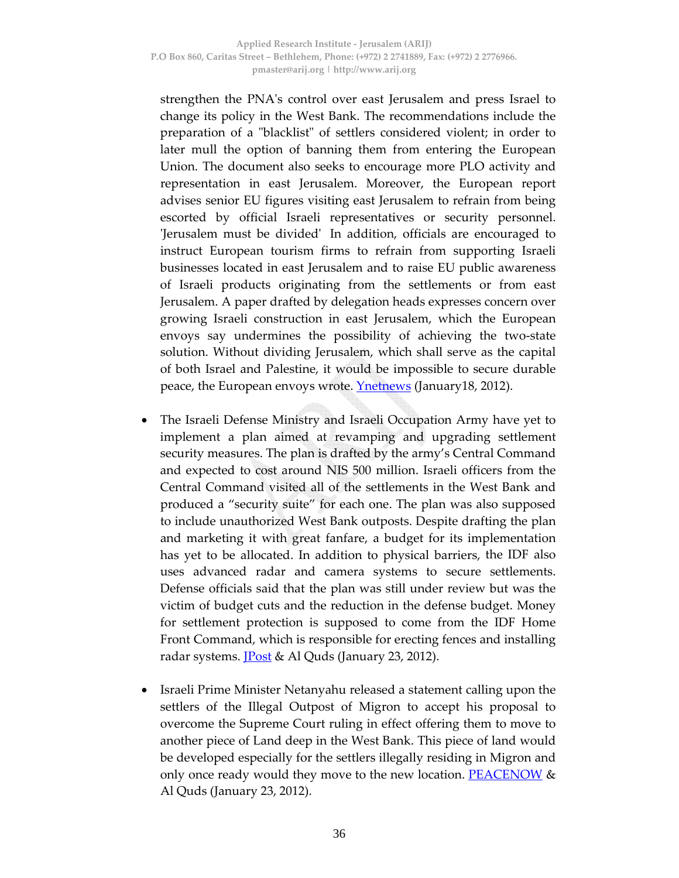strengthen the PNA's control over east Jerusalem and press Israel to change its policy in the West Bank. The recommendations include the preparation of a "blacklist" of settlers considered violent; in order to later mull the option of banning them from entering the European Union. The document also seeks to encourage more PLO activity and representation in east Jerusalem. Moreover, the European report advises senior EU figures visiting east Jerusalem to refrain from being escorted by official Israeli representatives or security personnel. 'Jerusalem must be divided' In addition, officials are encouraged to instruct European tourism firms to refrain from supporting Israeli businesses located in east Jerusalem and to raise EU public awareness of Israeli products originating from the settlements or from east Jerusalem. A paper drafted by delegation heads expresses concern over growing Israeli construction in east Jerusalem, which the European envoys say undermines the possibility of achieving the two-state solution. Without dividing Jerusalem, which shall serve as the capital of both Israel and Palestine, it would be impossible to secure durable peace, the European envoys wrote. Ynetnews (January18, 2012).

- The Israeli Defense Ministry and Israeli Occupation Army have yet to implement a plan aimed at revamping and upgrading settlement security measures. The plan is drafted by the army's Central Command and expected to cost around NIS 500 million. Israeli officers from the Central Command visited all of the settlements in the West Bank and produced a "security suite" for each one. The plan was also supposed to include unauthorized West Bank outposts. Despite drafting the plan and marketing it with great fanfare, a budget for its implementation has yet to be allocated. In addition to physical barriers, the IDF also uses advanced radar and camera systems to secure settlements. Defense officials said that the plan was still under review but was the victim of budget cuts and the reduction in the defense budget. Money for settlement protection is supposed to come from the IDF Home Front Command, which is responsible for erecting fences and installing radar systems. JPost & Al Quds (January 23, 2012).

- Israeli Prime Minister Netanyahu released a statement calling upon the settlers of the Illegal Outpost of Migron to accept his proposal to overcome the Supreme Court ruling in effect offering them to move to another piece of Land deep in the West Bank. This piece of land would be developed especially for the settlers illegally residing in Migron and only once ready would they move to the new location. PEACENOW & Al Quds (January 23, 2012).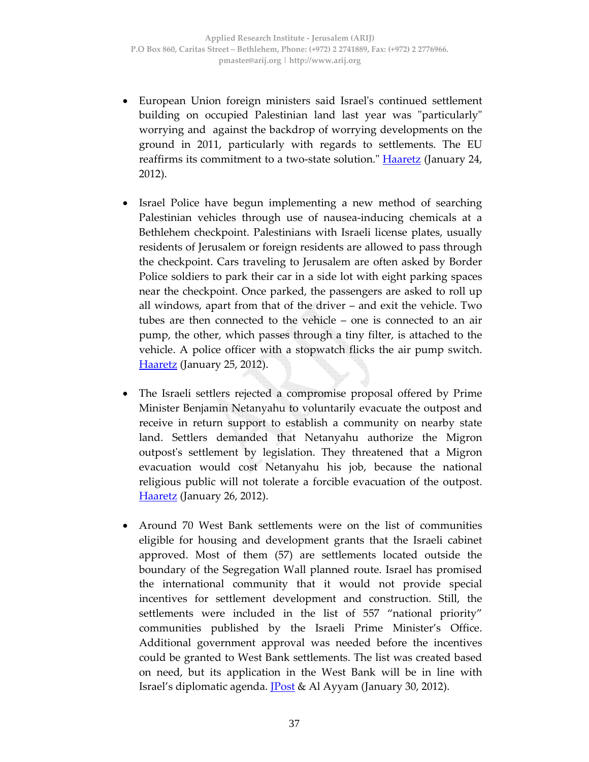- European Union foreign ministers said Israel's continued settlement building on occupied Palestinian land last year was "particularly" worrying and against the backdrop of worrying developments on the ground in 2011, particularly with regards to settlements. The EU reaffirms its commitment to a two-state solution." Haaretz (January 24, 2012).

- Israel Police have begun implementing a new method of searching Palestinian vehicles through use of nausea-inducing chemicals at a Bethlehem checkpoint. Palestinians with Israeli license plates, usually residents of Jerusalem or foreign residents are allowed to pass through the checkpoint. Cars traveling to Jerusalem are often asked by Border Police soldiers to park their car in a side lot with eight parking spaces near the checkpoint. Once parked, the passengers are asked to roll up all windows, apart from that of the driver – and exit the vehicle. Two tubes are then connected to the vehicle – one is connected to an air pump, the other, which passes through a tiny filter, is attached to the vehicle. A police officer with a stopwatch flicks the air pump switch. Haaretz (January 25, 2012).

- The Israeli settlers rejected a compromise proposal offered by Prime Minister Benjamin Netanyahu to voluntarily evacuate the outpost and receive in return support to establish a community on nearby state land. Settlers demanded that Netanyahu authorize the Migron outpost's settlement by legislation. They threatened that a Migron evacuation would cost Netanyahu his job, because the national religious public will not tolerate a forcible evacuation of the outpost. Haaretz (January 26, 2012).

- Around 70 West Bank settlements were on the list of communities eligible for housing and development grants that the Israeli cabinet approved. Most of them (57) are settlements located outside the boundary of the Segregation Wall planned route. Israel has promised the international community that it would not provide special incentives for settlement development and construction. Still, the settlements were included in the list of 557 "national priority" communities published by the Israeli Prime Minister's Office. Additional government approval was needed before the incentives could be granted to West Bank settlements. The list was created based on need, but its application in the West Bank will be in line with Israel's diplomatic agenda. JPost & Al Ayyam (January 30, 2012).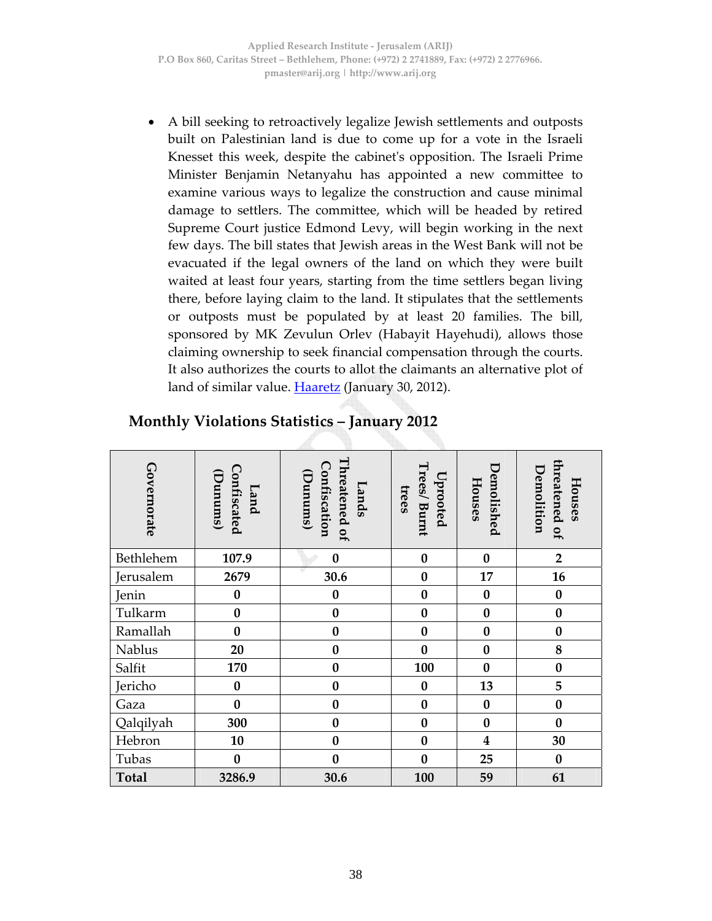- A bill seeking to retroactively legalize Jewish settlements and outposts built on Palestinian land is due to come up for a vote in the Israeli Knesset this week, despite the cabinet's opposition. The Israeli Prime Minister Benjamin Netanyahu has appointed a new committee to examine various ways to legalize the construction and cause minimal damage to settlers. The committee, which will be headed by retired Supreme Court justice Edmond Levy, will begin working in the next few days. The bill states that Jewish areas in the West Bank will not be evacuated if the legal owners of the land on which they were built waited at least four years, starting from the time settlers began living there, before laying claim to the land. It stipulates that the settlements or outposts must be populated by at least 20 families. The bill, sponsored by MK Zevulun Orlev (Habayit Hayehudi), allows those claiming ownership to seek financial compensation through the courts. It also authorizes the courts to allot the claimants an alternative plot of land of similar value. Haaretz (January 30, 2012).

## Monthly Violations Statistics – January 2012

| Governorate | Land Confiscated (Dunums) | Lands Threatened of Confiscation (Dunums) | Uprooted Trees/ Burnt trees | Demolished Houses | Houses threatened of Demolition |
|---|---|---|---|---|---|
| Bethlehem | **107.9** | **0** | **0** | **0** | **2** |
| Jerusalem | **2679** | **30.6** | **0** | **17** | **16** |
| Jenin | **0** | **0** | **0** | **0** | **0** |
| Tulkarm | **0** | **0** | **0** | **0** | **0** |
| Ramallah | **0** | **0** | **0** | **0** | **0** |
| Nablus | **20** | **0** | **0** | **0** | **8** |
| Salfit | **170** | **0** | **100** | **0** | **0** |
| Jericho | **0** | **0** | **0** | **13** | **5** |
| Gaza | **0** | **0** | **0** | **0** | **0** |
| Qalqilyah | **300** | **0** | **0** | **0** | **0** |
| Hebron | **10** | **0** | **0** | **4** | **30** |
| Tubas | **0** | **0** | **0** | **25** | **0** |
| **Total** | **3286.9** | **30.6** | **100** | **59** | **61** |